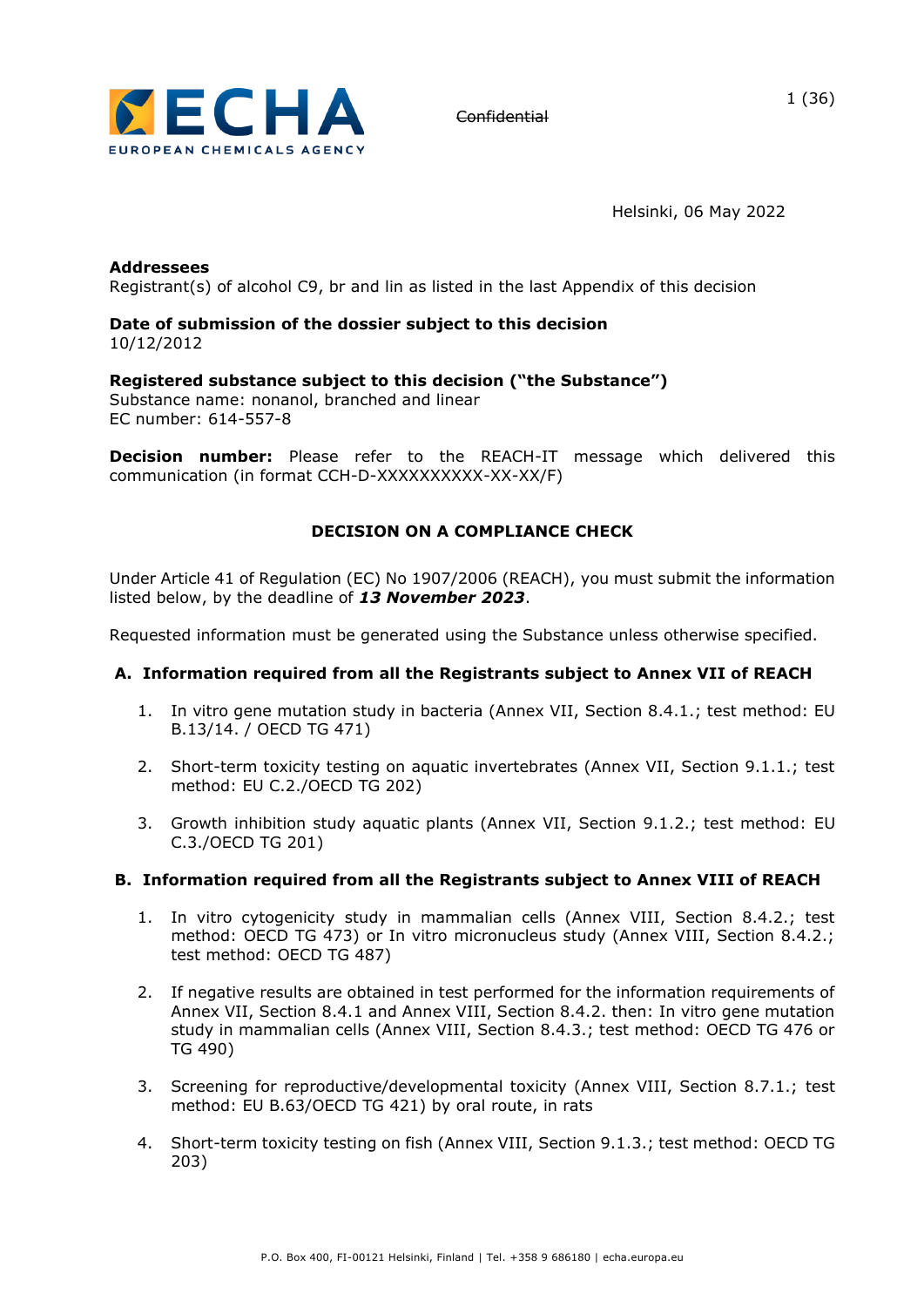~~Confidential~~

Helsinki, 06 May 2022

**Addressees**
Registrant(s) of alcohol C9, br and lin as listed in the last Appendix of this decision

**Date of submission of the dossier subject to this decision**
10/12/2012

**Registered substance subject to this decision ("the Substance")**
Substance name: nonanol, branched and linear
EC number: 614-557-8

**Decision number:** Please refer to the REACH-IT message which delivered this communication (in format CCH-D-XXXXXXXXXX-XX-XX/F)

## DECISION ON A COMPLIANCE CHECK

Under Article 41 of Regulation (EC) No 1907/2006 (REACH), you must submit the information listed below, by the deadline of ***13 November 2023***.

Requested information must be generated using the Substance unless otherwise specified.

### A. Information required from all the Registrants subject to Annex VII of REACH

1. In vitro gene mutation study in bacteria (Annex VII, Section 8.4.1.; test method: EU B.13/14. / OECD TG 471)
2. Short-term toxicity testing on aquatic invertebrates (Annex VII, Section 9.1.1.; test method: EU C.2./OECD TG 202)
3. Growth inhibition study aquatic plants (Annex VII, Section 9.1.2.; test method: EU C.3./OECD TG 201)

### B. Information required from all the Registrants subject to Annex VIII of REACH

1. In vitro cytogenicity study in mammalian cells (Annex VIII, Section 8.4.2.; test method: OECD TG 473) or In vitro micronucleus study (Annex VIII, Section 8.4.2.; test method: OECD TG 487)
2. If negative results are obtained in test performed for the information requirements of Annex VII, Section 8.4.1 and Annex VIII, Section 8.4.2. then: In vitro gene mutation study in mammalian cells (Annex VIII, Section 8.4.3.; test method: OECD TG 476 or TG 490)
3. Screening for reproductive/developmental toxicity (Annex VIII, Section 8.7.1.; test method: EU B.63/OECD TG 421) by oral route, in rats
4. Short-term toxicity testing on fish (Annex VIII, Section 9.1.3.; test method: OECD TG 203)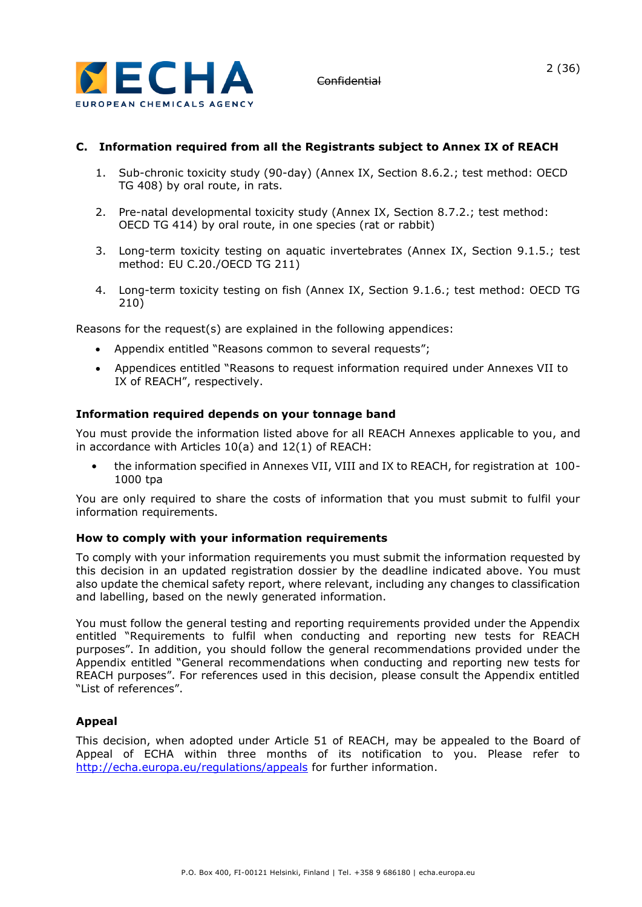### C. Information required from all the Registrants subject to Annex IX of REACH

1. Sub-chronic toxicity study (90-day) (Annex IX, Section 8.6.2.; test method: OECD TG 408) by oral route, in rats.
2. Pre-natal developmental toxicity study (Annex IX, Section 8.7.2.; test method: OECD TG 414) by oral route, in one species (rat or rabbit)
3. Long-term toxicity testing on aquatic invertebrates (Annex IX, Section 9.1.5.; test method: EU C.20./OECD TG 211)
4. Long-term toxicity testing on fish (Annex IX, Section 9.1.6.; test method: OECD TG 210)

Reasons for the request(s) are explained in the following appendices:

- Appendix entitled "Reasons common to several requests";
- Appendices entitled "Reasons to request information required under Annexes VII to IX of REACH", respectively.

**Information required depends on your tonnage band**

You must provide the information listed above for all REACH Annexes applicable to you, and in accordance with Articles 10(a) and 12(1) of REACH:

- the information specified in Annexes VII, VIII and IX to REACH, for registration at 100-1000 tpa

You are only required to share the costs of information that you must submit to fulfil your information requirements.

**How to comply with your information requirements**

To comply with your information requirements you must submit the information requested by this decision in an updated registration dossier by the deadline indicated above. You must also update the chemical safety report, where relevant, including any changes to classification and labelling, based on the newly generated information.

You must follow the general testing and reporting requirements provided under the Appendix entitled "Requirements to fulfil when conducting and reporting new tests for REACH purposes". In addition, you should follow the general recommendations provided under the Appendix entitled "General recommendations when conducting and reporting new tests for REACH purposes". For references used in this decision, please consult the Appendix entitled "List of references".

**Appeal**

This decision, when adopted under Article 51 of REACH, may be appealed to the Board of Appeal of ECHA within three months of its notification to you. Please refer to http://echa.europa.eu/regulations/appeals for further information.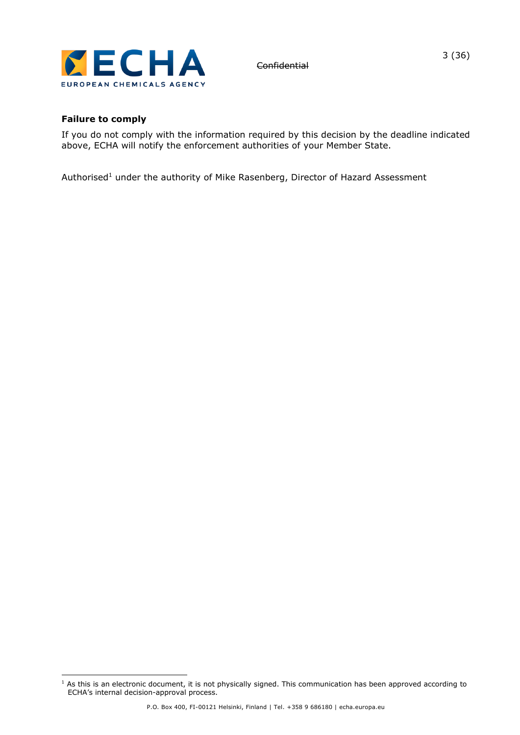**Failure to comply**

If you do not comply with the information required by this decision by the deadline indicated above, ECHA will notify the enforcement authorities of your Member State.

Authorised[1] under the authority of Mike Rasenberg, Director of Hazard Assessment

[1] As this is an electronic document, it is not physically signed. This communication has been approved according to ECHA's internal decision-approval process.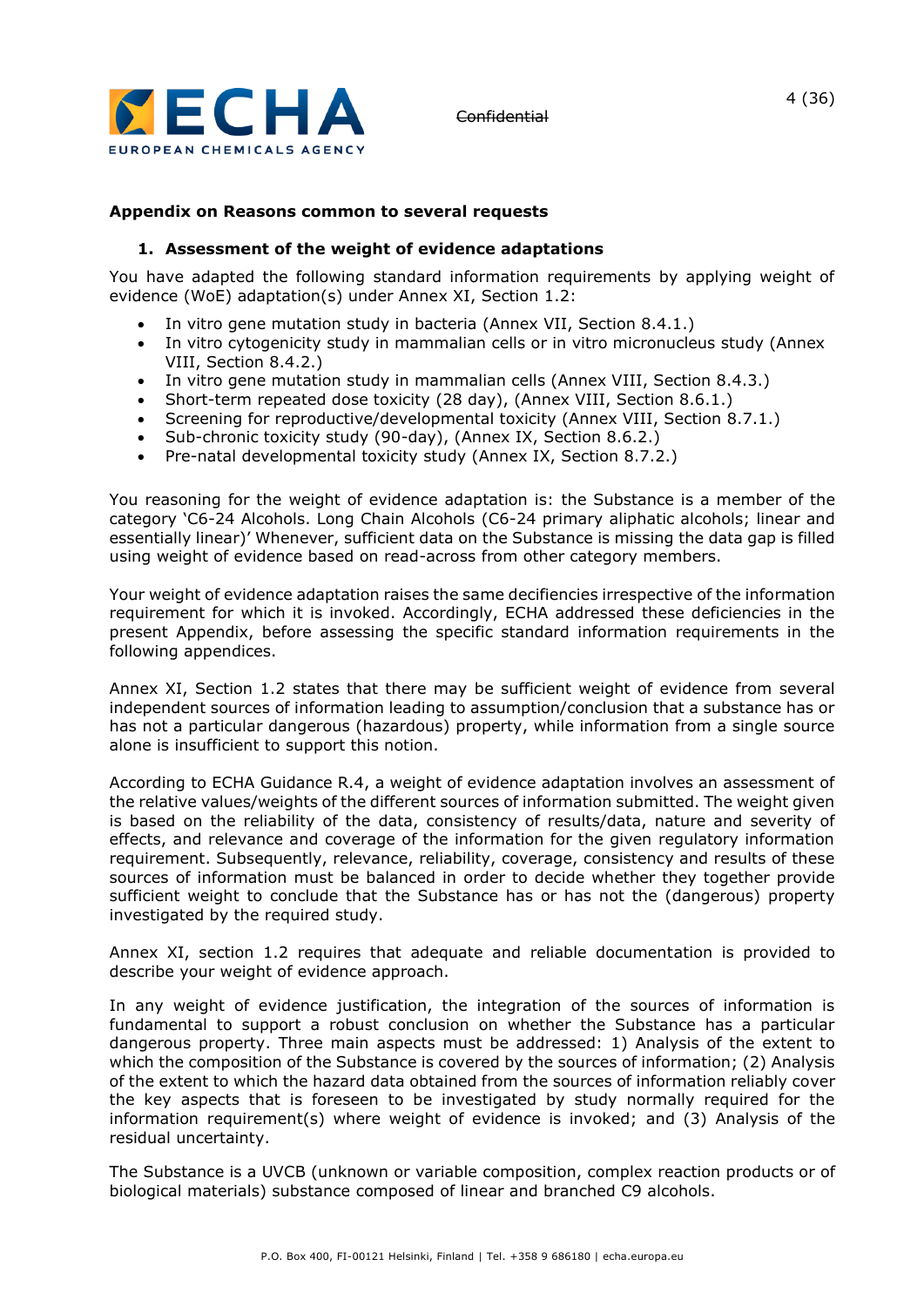## Appendix on Reasons common to several requests

### 1. Assessment of the weight of evidence adaptations

You have adapted the following standard information requirements by applying weight of evidence (WoE) adaptation(s) under Annex XI, Section 1.2:

- In vitro gene mutation study in bacteria (Annex VII, Section 8.4.1.)
- In vitro cytogenicity study in mammalian cells or in vitro micronucleus study (Annex VIII, Section 8.4.2.)
- In vitro gene mutation study in mammalian cells (Annex VIII, Section 8.4.3.)
- Short-term repeated dose toxicity (28 day), (Annex VIII, Section 8.6.1.)
- Screening for reproductive/developmental toxicity (Annex VIII, Section 8.7.1.)
- Sub-chronic toxicity study (90-day), (Annex IX, Section 8.6.2.)
- Pre-natal developmental toxicity study (Annex IX, Section 8.7.2.)

You reasoning for the weight of evidence adaptation is: the Substance is a member of the category 'C6-24 Alcohols. Long Chain Alcohols (C6-24 primary aliphatic alcohols; linear and essentially linear)' Whenever, sufficient data on the Substance is missing the data gap is filled using weight of evidence based on read-across from other category members.

Your weight of evidence adaptation raises the same decifiencies irrespective of the information requirement for which it is invoked. Accordingly, ECHA addressed these deficiencies in the present Appendix, before assessing the specific standard information requirements in the following appendices.

Annex XI, Section 1.2 states that there may be sufficient weight of evidence from several independent sources of information leading to assumption/conclusion that a substance has or has not a particular dangerous (hazardous) property, while information from a single source alone is insufficient to support this notion.

According to ECHA Guidance R.4, a weight of evidence adaptation involves an assessment of the relative values/weights of the different sources of information submitted. The weight given is based on the reliability of the data, consistency of results/data, nature and severity of effects, and relevance and coverage of the information for the given regulatory information requirement. Subsequently, relevance, reliability, coverage, consistency and results of these sources of information must be balanced in order to decide whether they together provide sufficient weight to conclude that the Substance has or has not the (dangerous) property investigated by the required study.

Annex XI, section 1.2 requires that adequate and reliable documentation is provided to describe your weight of evidence approach.

In any weight of evidence justification, the integration of the sources of information is fundamental to support a robust conclusion on whether the Substance has a particular dangerous property. Three main aspects must be addressed: 1) Analysis of the extent to which the composition of the Substance is covered by the sources of information; (2) Analysis of the extent to which the hazard data obtained from the sources of information reliably cover the key aspects that is foreseen to be investigated by study normally required for the information requirement(s) where weight of evidence is invoked; and (3) Analysis of the residual uncertainty.

The Substance is a UVCB (unknown or variable composition, complex reaction products or of biological materials) substance composed of linear and branched C9 alcohols.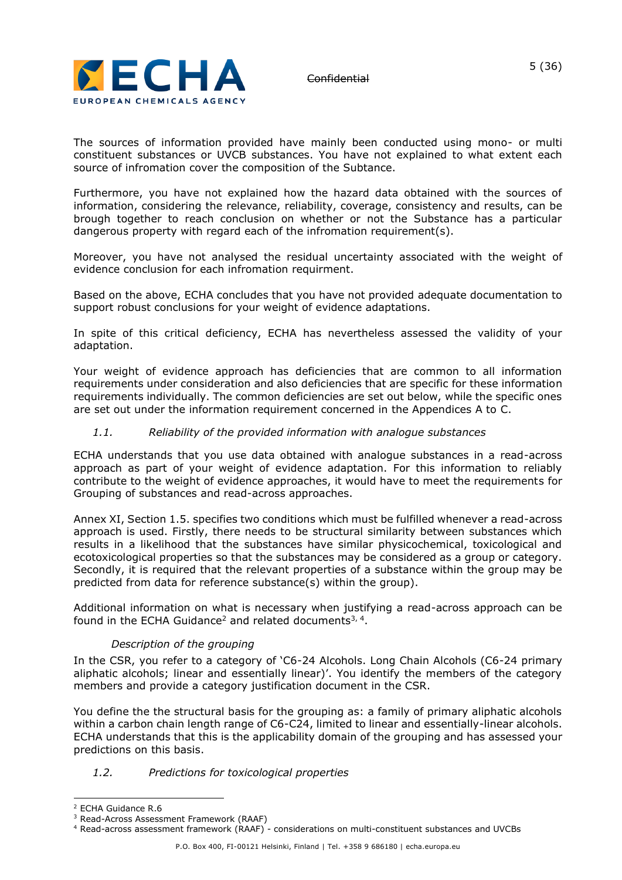The sources of information provided have mainly been conducted using mono- or multi constituent substances or UVCB substances. You have not explained to what extent each source of infromation cover the composition of the Subtance.

Furthermore, you have not explained how the hazard data obtained with the sources of information, considering the relevance, reliability, coverage, consistency and results, can be brough together to reach conclusion on whether or not the Substance has a particular dangerous property with regard each of the infromation requirement(s).

Moreover, you have not analysed the residual uncertainty associated with the weight of evidence conclusion for each infromation requirment.

Based on the above, ECHA concludes that you have not provided adequate documentation to support robust conclusions for your weight of evidence adaptations.

In spite of this critical deficiency, ECHA has nevertheless assessed the validity of your adaptation.

Your weight of evidence approach has deficiencies that are common to all information requirements under consideration and also deficiencies that are specific for these information requirements individually. The common deficiencies are set out below, while the specific ones are set out under the information requirement concerned in the Appendices A to C.

### *1.1. Reliability of the provided information with analogue substances*

ECHA understands that you use data obtained with analogue substances in a read-across approach as part of your weight of evidence adaptation. For this information to reliably contribute to the weight of evidence approaches, it would have to meet the requirements for Grouping of substances and read-across approaches.

Annex XI, Section 1.5. specifies two conditions which must be fulfilled whenever a read-across approach is used. Firstly, there needs to be structural similarity between substances which results in a likelihood that the substances have similar physicochemical, toxicological and ecotoxicological properties so that the substances may be considered as a group or category. Secondly, it is required that the relevant properties of a substance within the group may be predicted from data for reference substance(s) within the group).

Additional information on what is necessary when justifying a read-across approach can be found in the ECHA Guidance[2] and related documents[3, 4].

*Description of the grouping*

In the CSR, you refer to a category of 'C6-24 Alcohols. Long Chain Alcohols (C6-24 primary aliphatic alcohols; linear and essentially linear)'. You identify the members of the category members and provide a category justification document in the CSR.

You define the the structural basis for the grouping as: a family of primary aliphatic alcohols within a carbon chain length range of C6-C24, limited to linear and essentially-linear alcohols. ECHA understands that this is the applicability domain of the grouping and has assessed your predictions on this basis.

### *1.2. Predictions for toxicological properties*

---

[2] ECHA Guidance R.6
[3] Read-Across Assessment Framework (RAAF)
[4] Read-across assessment framework (RAAF) - considerations on multi-constituent substances and UVCBs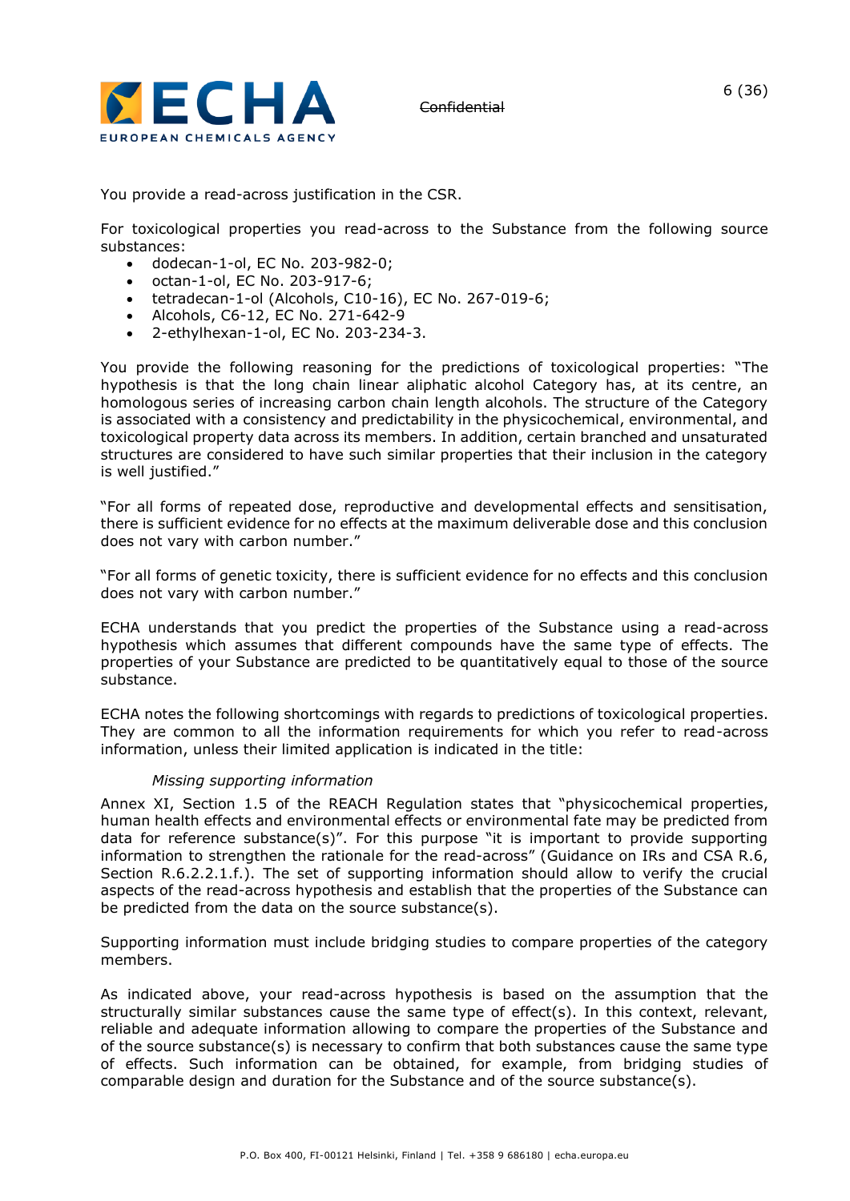You provide a read-across justification in the CSR.

For toxicological properties you read-across to the Substance from the following source substances:

- dodecan-1-ol, EC No. 203-982-0;
- octan-1-ol, EC No. 203-917-6;
- tetradecan-1-ol (Alcohols, C10-16), EC No. 267-019-6;
- Alcohols, C6-12, EC No. 271-642-9
- 2-ethylhexan-1-ol, EC No. 203-234-3.

You provide the following reasoning for the predictions of toxicological properties: "The hypothesis is that the long chain linear aliphatic alcohol Category has, at its centre, an homologous series of increasing carbon chain length alcohols. The structure of the Category is associated with a consistency and predictability in the physicochemical, environmental, and toxicological property data across its members. In addition, certain branched and unsaturated structures are considered to have such similar properties that their inclusion in the category is well justified."

"For all forms of repeated dose, reproductive and developmental effects and sensitisation, there is sufficient evidence for no effects at the maximum deliverable dose and this conclusion does not vary with carbon number."

"For all forms of genetic toxicity, there is sufficient evidence for no effects and this conclusion does not vary with carbon number."

ECHA understands that you predict the properties of the Substance using a read-across hypothesis which assumes that different compounds have the same type of effects. The properties of your Substance are predicted to be quantitatively equal to those of the source substance.

ECHA notes the following shortcomings with regards to predictions of toxicological properties. They are common to all the information requirements for which you refer to read-across information, unless their limited application is indicated in the title:

*Missing supporting information*

Annex XI, Section 1.5 of the REACH Regulation states that "physicochemical properties, human health effects and environmental effects or environmental fate may be predicted from data for reference substance(s)". For this purpose "it is important to provide supporting information to strengthen the rationale for the read-across" (Guidance on IRs and CSA R.6, Section R.6.2.2.1.f.). The set of supporting information should allow to verify the crucial aspects of the read-across hypothesis and establish that the properties of the Substance can be predicted from the data on the source substance(s).

Supporting information must include bridging studies to compare properties of the category members.

As indicated above, your read-across hypothesis is based on the assumption that the structurally similar substances cause the same type of effect(s). In this context, relevant, reliable and adequate information allowing to compare the properties of the Substance and of the source substance(s) is necessary to confirm that both substances cause the same type of effects. Such information can be obtained, for example, from bridging studies of comparable design and duration for the Substance and of the source substance(s).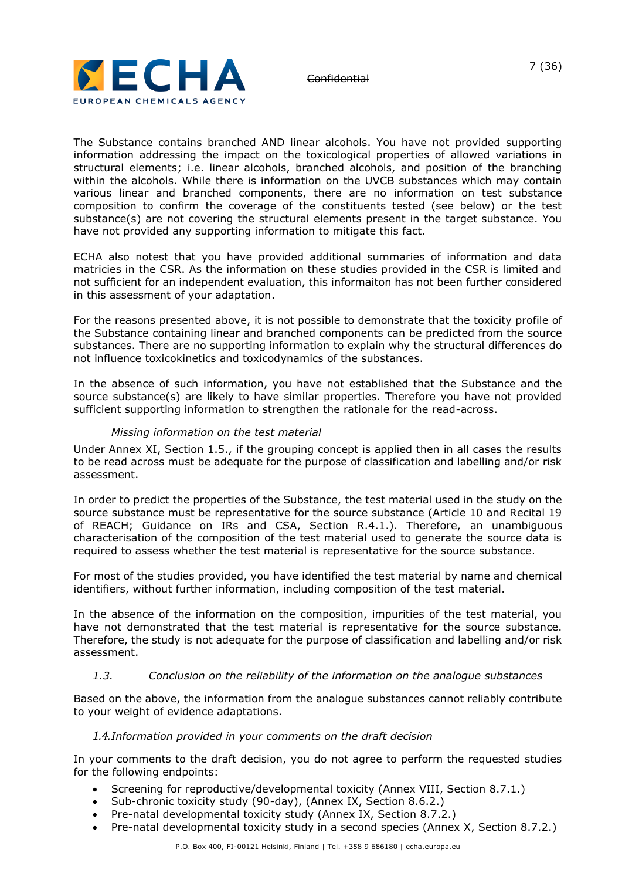The Substance contains branched AND linear alcohols. You have not provided supporting information addressing the impact on the toxicological properties of allowed variations in structural elements; i.e. linear alcohols, branched alcohols, and position of the branching within the alcohols. While there is information on the UVCB substances which may contain various linear and branched components, there are no information on test substance composition to confirm the coverage of the constituents tested (see below) or the test substance(s) are not covering the structural elements present in the target substance. You have not provided any supporting information to mitigate this fact.

ECHA also notest that you have provided additional summaries of information and data matricies in the CSR. As the information on these studies provided in the CSR is limited and not sufficient for an independent evaluation, this informaiton has not been further considered in this assessment of your adaptation.

For the reasons presented above, it is not possible to demonstrate that the toxicity profile of the Substance containing linear and branched components can be predicted from the source substances. There are no supporting information to explain why the structural differences do not influence toxicokinetics and toxicodynamics of the substances.

In the absence of such information, you have not established that the Substance and the source substance(s) are likely to have similar properties. Therefore you have not provided sufficient supporting information to strengthen the rationale for the read-across.

*Missing information on the test material*

Under Annex XI, Section 1.5., if the grouping concept is applied then in all cases the results to be read across must be adequate for the purpose of classification and labelling and/or risk assessment.

In order to predict the properties of the Substance, the test material used in the study on the source substance must be representative for the source substance (Article 10 and Recital 19 of REACH; Guidance on IRs and CSA, Section R.4.1.). Therefore, an unambiguous characterisation of the composition of the test material used to generate the source data is required to assess whether the test material is representative for the source substance.

For most of the studies provided, you have identified the test material by name and chemical identifiers, without further information, including composition of the test material.

In the absence of the information on the composition, impurities of the test material, you have not demonstrated that the test material is representative for the source substance. Therefore, the study is not adequate for the purpose of classification and labelling and/or risk assessment.

### *1.3. Conclusion on the reliability of the information on the analogue substances*

Based on the above, the information from the analogue substances cannot reliably contribute to your weight of evidence adaptations.

### *1.4. Information provided in your comments on the draft decision*

In your comments to the draft decision, you do not agree to perform the requested studies for the following endpoints:

- Screening for reproductive/developmental toxicity (Annex VIII, Section 8.7.1.)
- Sub-chronic toxicity study (90-day), (Annex IX, Section 8.6.2.)
- Pre-natal developmental toxicity study (Annex IX, Section 8.7.2.)
- Pre-natal developmental toxicity study in a second species (Annex X, Section 8.7.2.)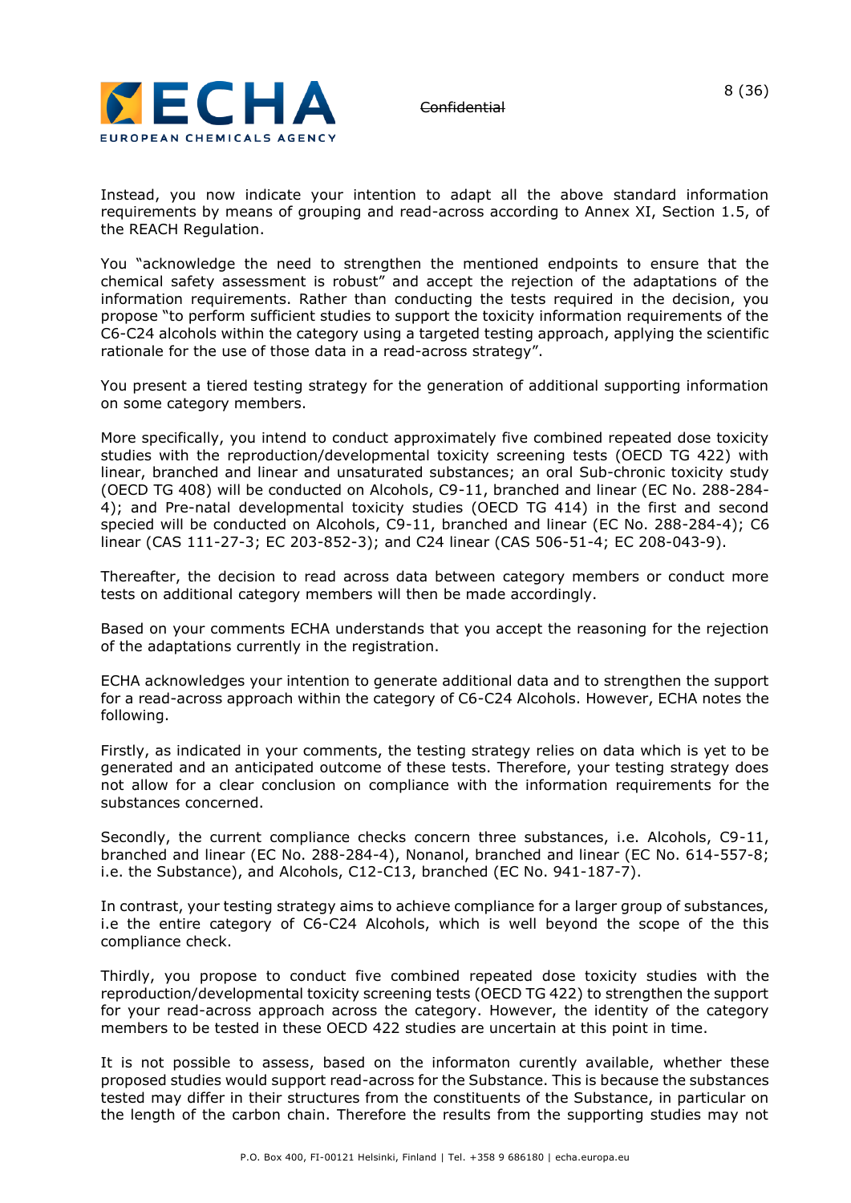Instead, you now indicate your intention to adapt all the above standard information requirements by means of grouping and read-across according to Annex XI, Section 1.5, of the REACH Regulation.

You "acknowledge the need to strengthen the mentioned endpoints to ensure that the chemical safety assessment is robust" and accept the rejection of the adaptations of the information requirements. Rather than conducting the tests required in the decision, you propose "to perform sufficient studies to support the toxicity information requirements of the C6-C24 alcohols within the category using a targeted testing approach, applying the scientific rationale for the use of those data in a read-across strategy".

You present a tiered testing strategy for the generation of additional supporting information on some category members.

More specifically, you intend to conduct approximately five combined repeated dose toxicity studies with the reproduction/developmental toxicity screening tests (OECD TG 422) with linear, branched and linear and unsaturated substances; an oral Sub-chronic toxicity study (OECD TG 408) will be conducted on Alcohols, C9-11, branched and linear (EC No. 288-284-4); and Pre-natal developmental toxicity studies (OECD TG 414) in the first and second specied will be conducted on Alcohols, C9-11, branched and linear (EC No. 288-284-4); C6 linear (CAS 111-27-3; EC 203-852-3); and C24 linear (CAS 506-51-4; EC 208-043-9).

Thereafter, the decision to read across data between category members or conduct more tests on additional category members will then be made accordingly.

Based on your comments ECHA understands that you accept the reasoning for the rejection of the adaptations currently in the registration.

ECHA acknowledges your intention to generate additional data and to strengthen the support for a read-across approach within the category of C6-C24 Alcohols. However, ECHA notes the following.

Firstly, as indicated in your comments, the testing strategy relies on data which is yet to be generated and an anticipated outcome of these tests. Therefore, your testing strategy does not allow for a clear conclusion on compliance with the information requirements for the substances concerned.

Secondly, the current compliance checks concern three substances, i.e. Alcohols, C9-11, branched and linear (EC No. 288-284-4), Nonanol, branched and linear (EC No. 614-557-8; i.e. the Substance), and Alcohols, C12-C13, branched (EC No. 941-187-7).

In contrast, your testing strategy aims to achieve compliance for a larger group of substances, i.e the entire category of C6-C24 Alcohols, which is well beyond the scope of the this compliance check.

Thirdly, you propose to conduct five combined repeated dose toxicity studies with the reproduction/developmental toxicity screening tests (OECD TG 422) to strengthen the support for your read-across approach across the category. However, the identity of the category members to be tested in these OECD 422 studies are uncertain at this point in time.

It is not possible to assess, based on the informaton curently available, whether these proposed studies would support read-across for the Substance. This is because the substances tested may differ in their structures from the constituents of the Substance, in particular on the length of the carbon chain. Therefore the results from the supporting studies may not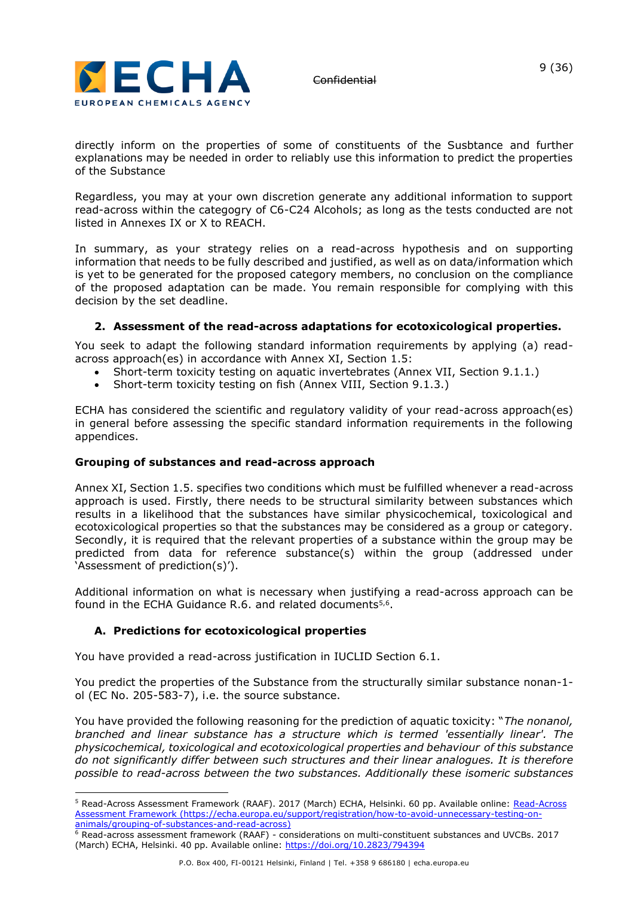directly inform on the properties of some of constituents of the Susbtance and further explanations may be needed in order to reliably use this information to predict the properties of the Substance

Regardless, you may at your own discretion generate any additional information to support read-across within the categogry of C6-C24 Alcohols; as long as the tests conducted are not listed in Annexes IX or X to REACH.

In summary, as your strategy relies on a read-across hypothesis and on supporting information that needs to be fully described and justified, as well as on data/information which is yet to be generated for the proposed category members, no conclusion on the compliance of the proposed adaptation can be made. You remain responsible for complying with this decision by the set deadline.

## 2. Assessment of the read-across adaptations for ecotoxicological properties.

You seek to adapt the following standard information requirements by applying (a) read-across approach(es) in accordance with Annex XI, Section 1.5:

- Short-term toxicity testing on aquatic invertebrates (Annex VII, Section 9.1.1.)
- Short-term toxicity testing on fish (Annex VIII, Section 9.1.3.)

ECHA has considered the scientific and regulatory validity of your read-across approach(es) in general before assessing the specific standard information requirements in the following appendices.

### Grouping of substances and read-across approach

Annex XI, Section 1.5. specifies two conditions which must be fulfilled whenever a read-across approach is used. Firstly, there needs to be structural similarity between substances which results in a likelihood that the substances have similar physicochemical, toxicological and ecotoxicological properties so that the substances may be considered as a group or category. Secondly, it is required that the relevant properties of a substance within the group may be predicted from data for reference substance(s) within the group (addressed under 'Assessment of prediction(s)').

Additional information on what is necessary when justifying a read-across approach can be found in the ECHA Guidance R.6. and related documents[5,6].

### A. Predictions for ecotoxicological properties

You have provided a read-across justification in IUCLID Section 6.1.

You predict the properties of the Substance from the structurally similar substance nonan-1-ol (EC No. 205-583-7), i.e. the source substance.

You have provided the following reasoning for the prediction of aquatic toxicity: "*The nonanol, branched and linear substance has a structure which is termed 'essentially linear'. The physicochemical, toxicological and ecotoxicological properties and behaviour of this substance do not significantly differ between such structures and their linear analogues. It is therefore possible to read-across between the two substances. Additionally these isomeric substances*

---

[5] Read-Across Assessment Framework (RAAF). 2017 (March) ECHA, Helsinki. 60 pp. Available online: Read-Across Assessment Framework (https://echa.europa.eu/support/registration/how-to-avoid-unnecessary-testing-on-animals/grouping-of-substances-and-read-across)

[6] Read-across assessment framework (RAAF) - considerations on multi-constituent substances and UVCBs. 2017 (March) ECHA, Helsinki. 40 pp. Available online: https://doi.org/10.2823/794394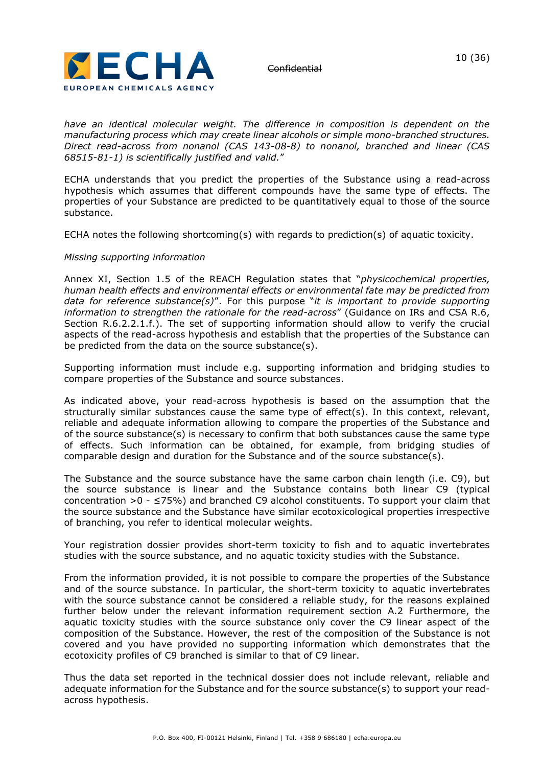*have an identical molecular weight. The difference in composition is dependent on the manufacturing process which may create linear alcohols or simple mono-branched structures. Direct read-across from nonanol (CAS 143-08-8) to nonanol, branched and linear (CAS 68515-81-1) is scientifically justified and valid.*"

ECHA understands that you predict the properties of the Substance using a read-across hypothesis which assumes that different compounds have the same type of effects. The properties of your Substance are predicted to be quantitatively equal to those of the source substance.

ECHA notes the following shortcoming(s) with regards to prediction(s) of aquatic toxicity.

*Missing supporting information*

Annex XI, Section 1.5 of the REACH Regulation states that "*physicochemical properties, human health effects and environmental effects or environmental fate may be predicted from data for reference substance(s)*". For this purpose "*it is important to provide supporting information to strengthen the rationale for the read-across*" (Guidance on IRs and CSA R.6, Section R.6.2.2.1.f.). The set of supporting information should allow to verify the crucial aspects of the read-across hypothesis and establish that the properties of the Substance can be predicted from the data on the source substance(s).

Supporting information must include e.g. supporting information and bridging studies to compare properties of the Substance and source substances.

As indicated above, your read-across hypothesis is based on the assumption that the structurally similar substances cause the same type of effect(s). In this context, relevant, reliable and adequate information allowing to compare the properties of the Substance and of the source substance(s) is necessary to confirm that both substances cause the same type of effects. Such information can be obtained, for example, from bridging studies of comparable design and duration for the Substance and of the source substance(s).

The Substance and the source substance have the same carbon chain length (i.e. C9), but the source substance is linear and the Substance contains both linear C9 (typical concentration >0 - ≤75%) and branched C9 alcohol constituents. To support your claim that the source substance and the Substance have similar ecotoxicological properties irrespective of branching, you refer to identical molecular weights.

Your registration dossier provides short-term toxicity to fish and to aquatic invertebrates studies with the source substance, and no aquatic toxicity studies with the Substance.

From the information provided, it is not possible to compare the properties of the Substance and of the source substance. In particular, the short-term toxicity to aquatic invertebrates with the source substance cannot be considered a reliable study, for the reasons explained further below under the relevant information requirement section A.2 Furthermore, the aquatic toxicity studies with the source substance only cover the C9 linear aspect of the composition of the Substance. However, the rest of the composition of the Substance is not covered and you have provided no supporting information which demonstrates that the ecotoxicity profiles of C9 branched is similar to that of C9 linear.

Thus the data set reported in the technical dossier does not include relevant, reliable and adequate information for the Substance and for the source substance(s) to support your read-across hypothesis.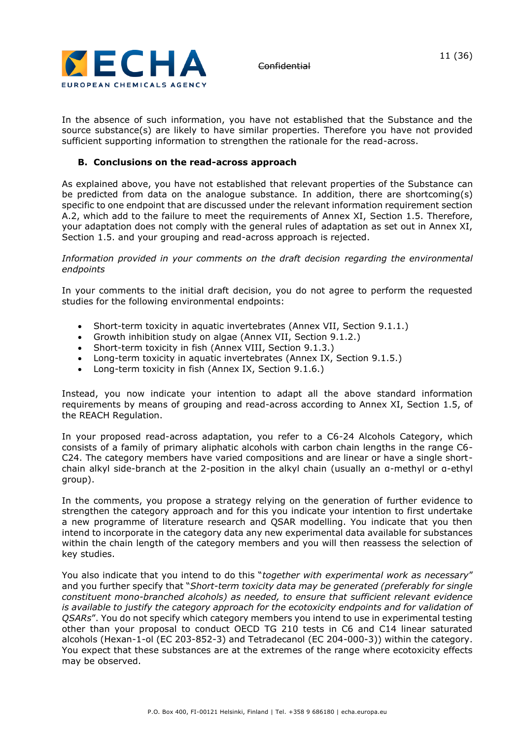In the absence of such information, you have not established that the Substance and the source substance(s) are likely to have similar properties. Therefore you have not provided sufficient supporting information to strengthen the rationale for the read-across.

### B. Conclusions on the read-across approach

As explained above, you have not established that relevant properties of the Substance can be predicted from data on the analogue substance. In addition, there are shortcoming(s) specific to one endpoint that are discussed under the relevant information requirement section A.2, which add to the failure to meet the requirements of Annex XI, Section 1.5. Therefore, your adaptation does not comply with the general rules of adaptation as set out in Annex XI, Section 1.5. and your grouping and read-across approach is rejected.

*Information provided in your comments on the draft decision regarding the environmental endpoints*

In your comments to the initial draft decision, you do not agree to perform the requested studies for the following environmental endpoints:

- Short-term toxicity in aquatic invertebrates (Annex VII, Section 9.1.1.)
- Growth inhibition study on algae (Annex VII, Section 9.1.2.)
- Short-term toxicity in fish (Annex VIII, Section 9.1.3.)
- Long-term toxicity in aquatic invertebrates (Annex IX, Section 9.1.5.)
- Long-term toxicity in fish (Annex IX, Section 9.1.6.)

Instead, you now indicate your intention to adapt all the above standard information requirements by means of grouping and read-across according to Annex XI, Section 1.5, of the REACH Regulation.

In your proposed read-across adaptation, you refer to a C6-24 Alcohols Category, which consists of a family of primary aliphatic alcohols with carbon chain lengths in the range C6-C24. The category members have varied compositions and are linear or have a single short-chain alkyl side-branch at the 2-position in the alkyl chain (usually an α-methyl or α-ethyl group).

In the comments, you propose a strategy relying on the generation of further evidence to strengthen the category approach and for this you indicate your intention to first undertake a new programme of literature research and QSAR modelling. You indicate that you then intend to incorporate in the category data any new experimental data available for substances within the chain length of the category members and you will then reassess the selection of key studies.

You also indicate that you intend to do this "*together with experimental work as necessary*" and you further specify that "*Short-term toxicity data may be generated (preferably for single constituent mono-branched alcohols) as needed, to ensure that sufficient relevant evidence is available to justify the category approach for the ecotoxicity endpoints and for validation of QSARs*". You do not specify which category members you intend to use in experimental testing other than your proposal to conduct OECD TG 210 tests in C6 and C14 linear saturated alcohols (Hexan-1-ol (EC 203-852-3) and Tetradecanol (EC 204-000-3)) within the category. You expect that these substances are at the extremes of the range where ecotoxicity effects may be observed.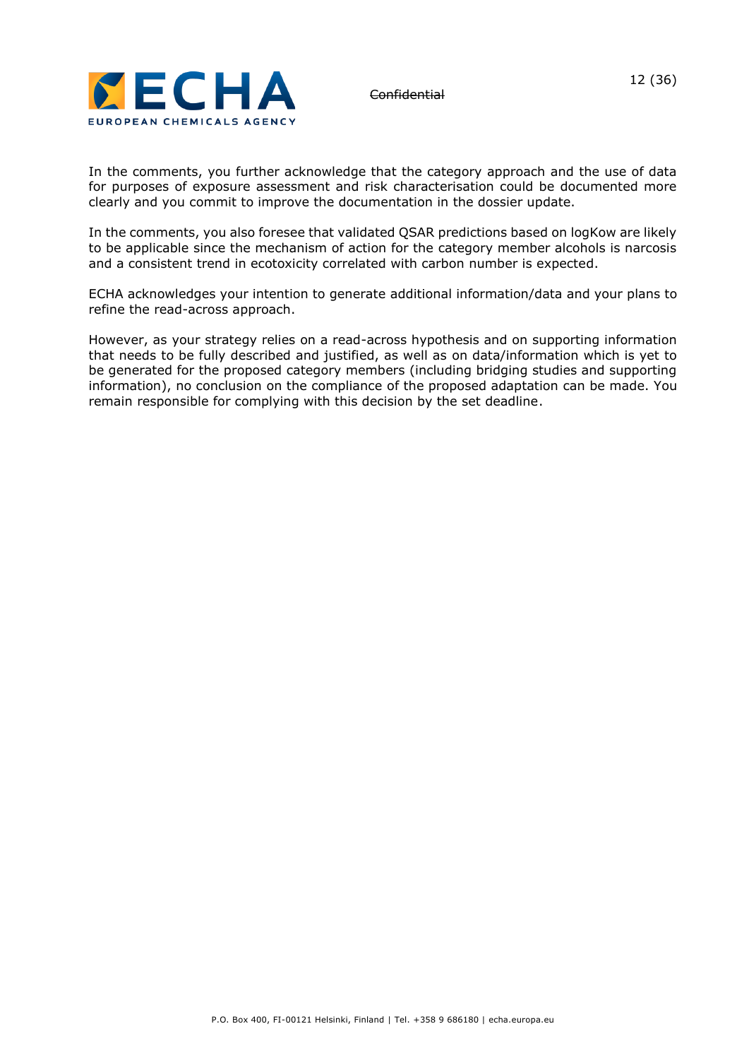In the comments, you further acknowledge that the category approach and the use of data for purposes of exposure assessment and risk characterisation could be documented more clearly and you commit to improve the documentation in the dossier update.

In the comments, you also foresee that validated QSAR predictions based on logKow are likely to be applicable since the mechanism of action for the category member alcohols is narcosis and a consistent trend in ecotoxicity correlated with carbon number is expected.

ECHA acknowledges your intention to generate additional information/data and your plans to refine the read-across approach.

However, as your strategy relies on a read-across hypothesis and on supporting information that needs to be fully described and justified, as well as on data/information which is yet to be generated for the proposed category members (including bridging studies and supporting information), no conclusion on the compliance of the proposed adaptation can be made. You remain responsible for complying with this decision by the set deadline.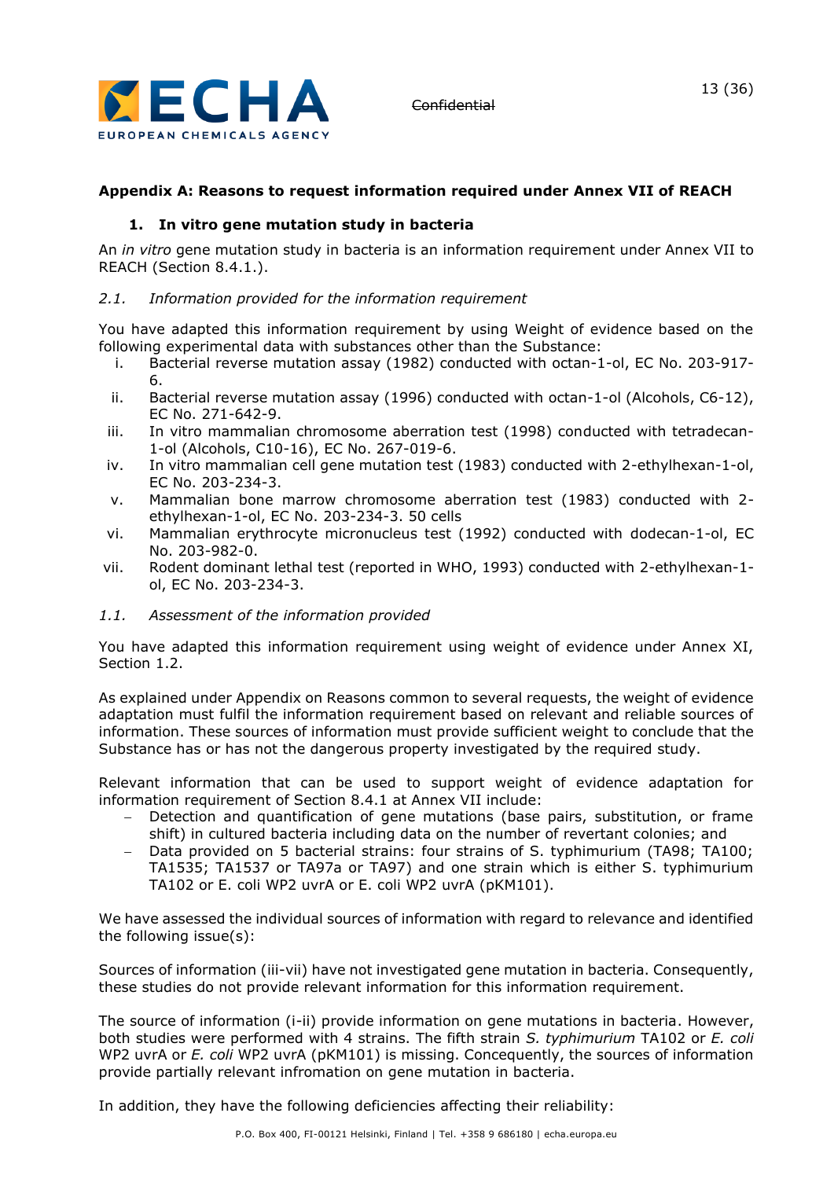## Appendix A: Reasons to request information required under Annex VII of REACH

### 1. In vitro gene mutation study in bacteria

An *in vitro* gene mutation study in bacteria is an information requirement under Annex VII to REACH (Section 8.4.1.).

*2.1. Information provided for the information requirement*

You have adapted this information requirement by using Weight of evidence based on the following experimental data with substances other than the Substance:

i. Bacterial reverse mutation assay (1982) conducted with octan-1-ol, EC No. 203-917-6.
ii. Bacterial reverse mutation assay (1996) conducted with octan-1-ol (Alcohols, C6-12), EC No. 271-642-9.
iii. In vitro mammalian chromosome aberration test (1998) conducted with tetradecan-1-ol (Alcohols, C10-16), EC No. 267-019-6.
iv. In vitro mammalian cell gene mutation test (1983) conducted with 2-ethylhexan-1-ol, EC No. 203-234-3.
v. Mammalian bone marrow chromosome aberration test (1983) conducted with 2-ethylhexan-1-ol, EC No. 203-234-3. 50 cells
vi. Mammalian erythrocyte micronucleus test (1992) conducted with dodecan-1-ol, EC No. 203-982-0.
vii. Rodent dominant lethal test (reported in WHO, 1993) conducted with 2-ethylhexan-1-ol, EC No. 203-234-3.

*1.1. Assessment of the information provided*

You have adapted this information requirement using weight of evidence under Annex XI, Section 1.2.

As explained under Appendix on Reasons common to several requests, the weight of evidence adaptation must fulfil the information requirement based on relevant and reliable sources of information. These sources of information must provide sufficient weight to conclude that the Substance has or has not the dangerous property investigated by the required study.

Relevant information that can be used to support weight of evidence adaptation for information requirement of Section 8.4.1 at Annex VII include:

- Detection and quantification of gene mutations (base pairs, substitution, or frame shift) in cultured bacteria including data on the number of revertant colonies; and
- Data provided on 5 bacterial strains: four strains of S. typhimurium (TA98; TA100; TA1535; TA1537 or TA97a or TA97) and one strain which is either S. typhimurium TA102 or E. coli WP2 uvrA or E. coli WP2 uvrA (pKM101).

We have assessed the individual sources of information with regard to relevance and identified the following issue(s):

Sources of information (iii-vii) have not investigated gene mutation in bacteria. Consequently, these studies do not provide relevant information for this information requirement.

The source of information (i-ii) provide information on gene mutations in bacteria. However, both studies were performed with 4 strains. The fifth strain *S. typhimurium* TA102 or *E. coli* WP2 uvrA or *E. coli* WP2 uvrA (pKM101) is missing. Concequently, the sources of information provide partially relevant infromation on gene mutation in bacteria.

In addition, they have the following deficiencies affecting their reliability: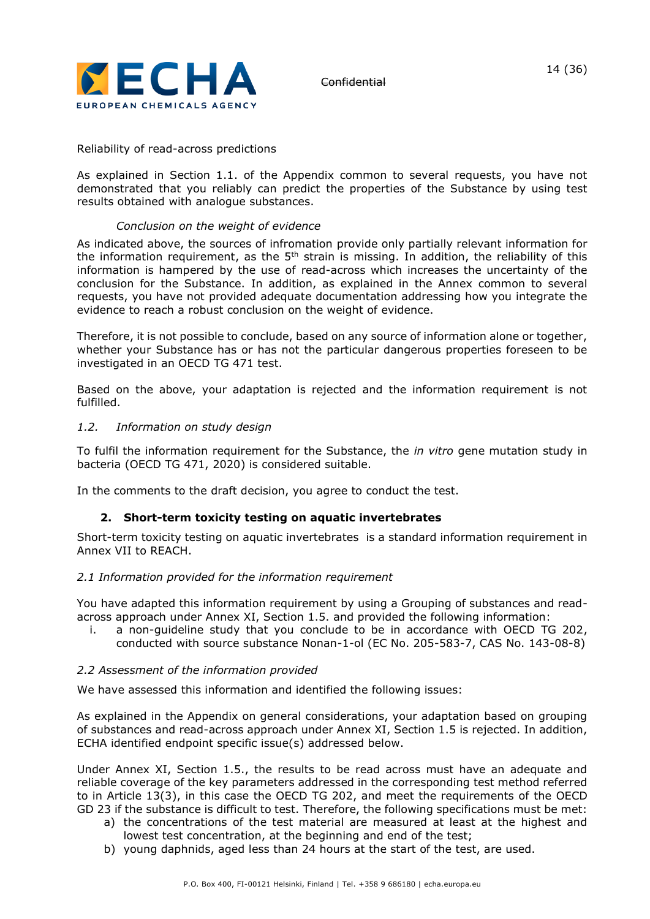Reliability of read-across predictions

As explained in Section 1.1. of the Appendix common to several requests, you have not demonstrated that you reliably can predict the properties of the Substance by using test results obtained with analogue substances.

*Conclusion on the weight of evidence*

As indicated above, the sources of infromation provide only partially relevant information for the information requirement, as the 5th strain is missing. In addition, the reliability of this information is hampered by the use of read-across which increases the uncertainty of the conclusion for the Substance. In addition, as explained in the Annex common to several requests, you have not provided adequate documentation addressing how you integrate the evidence to reach a robust conclusion on the weight of evidence.

Therefore, it is not possible to conclude, based on any source of information alone or together, whether your Substance has or has not the particular dangerous properties foreseen to be investigated in an OECD TG 471 test.

Based on the above, your adaptation is rejected and the information requirement is not fulfilled.

*1.2. Information on study design*

To fulfil the information requirement for the Substance, the *in vitro* gene mutation study in bacteria (OECD TG 471, 2020) is considered suitable.

In the comments to the draft decision, you agree to conduct the test.

## 2. Short-term toxicity testing on aquatic invertebrates

Short-term toxicity testing on aquatic invertebrates is a standard information requirement in Annex VII to REACH.

*2.1 Information provided for the information requirement*

You have adapted this information requirement by using a Grouping of substances and read-across approach under Annex XI, Section 1.5. and provided the following information:

i. a non-guideline study that you conclude to be in accordance with OECD TG 202, conducted with source substance Nonan-1-ol (EC No. 205-583-7, CAS No. 143-08-8)

*2.2 Assessment of the information provided*

We have assessed this information and identified the following issues:

As explained in the Appendix on general considerations, your adaptation based on grouping of substances and read-across approach under Annex XI, Section 1.5 is rejected. In addition, ECHA identified endpoint specific issue(s) addressed below.

Under Annex XI, Section 1.5., the results to be read across must have an adequate and reliable coverage of the key parameters addressed in the corresponding test method referred to in Article 13(3), in this case the OECD TG 202, and meet the requirements of the OECD GD 23 if the substance is difficult to test. Therefore, the following specifications must be met:

a) the concentrations of the test material are measured at least at the highest and lowest test concentration, at the beginning and end of the test;
b) young daphnids, aged less than 24 hours at the start of the test, are used.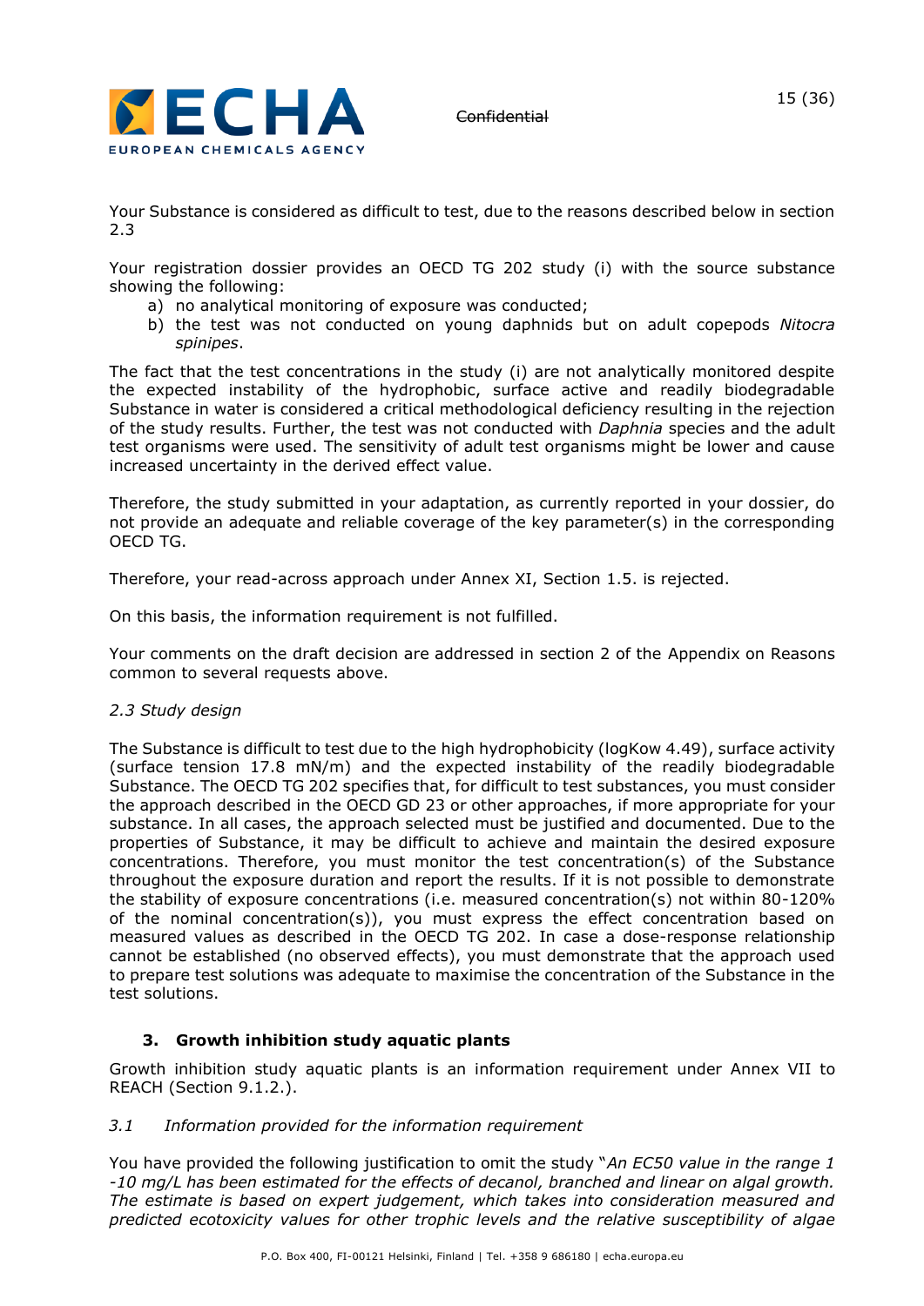Your Substance is considered as difficult to test, due to the reasons described below in section 2.3

Your registration dossier provides an OECD TG 202 study (i) with the source substance showing the following:

a) no analytical monitoring of exposure was conducted;
b) the test was not conducted on young daphnids but on adult copepods *Nitocra spinipes*.

The fact that the test concentrations in the study (i) are not analytically monitored despite the expected instability of the hydrophobic, surface active and readily biodegradable Substance in water is considered a critical methodological deficiency resulting in the rejection of the study results. Further, the test was not conducted with *Daphnia* species and the adult test organisms were used. The sensitivity of adult test organisms might be lower and cause increased uncertainty in the derived effect value.

Therefore, the study submitted in your adaptation, as currently reported in your dossier, do not provide an adequate and reliable coverage of the key parameter(s) in the corresponding OECD TG.

Therefore, your read-across approach under Annex XI, Section 1.5. is rejected.

On this basis, the information requirement is not fulfilled.

Your comments on the draft decision are addressed in section 2 of the Appendix on Reasons common to several requests above.

*2.3 Study design*

The Substance is difficult to test due to the high hydrophobicity (logKow 4.49), surface activity (surface tension 17.8 mN/m) and the expected instability of the readily biodegradable Substance. The OECD TG 202 specifies that, for difficult to test substances, you must consider the approach described in the OECD GD 23 or other approaches, if more appropriate for your substance. In all cases, the approach selected must be justified and documented. Due to the properties of Substance, it may be difficult to achieve and maintain the desired exposure concentrations. Therefore, you must monitor the test concentration(s) of the Substance throughout the exposure duration and report the results. If it is not possible to demonstrate the stability of exposure concentrations (i.e. measured concentration(s) not within 80-120% of the nominal concentration(s)), you must express the effect concentration based on measured values as described in the OECD TG 202. In case a dose-response relationship cannot be established (no observed effects), you must demonstrate that the approach used to prepare test solutions was adequate to maximise the concentration of the Substance in the test solutions.

## 3. Growth inhibition study aquatic plants

Growth inhibition study aquatic plants is an information requirement under Annex VII to REACH (Section 9.1.2.).

*3.1 Information provided for the information requirement*

You have provided the following justification to omit the study "*An EC50 value in the range 1 -10 mg/L has been estimated for the effects of decanol, branched and linear on algal growth. The estimate is based on expert judgement, which takes into consideration measured and predicted ecotoxicity values for other trophic levels and the relative susceptibility of algae*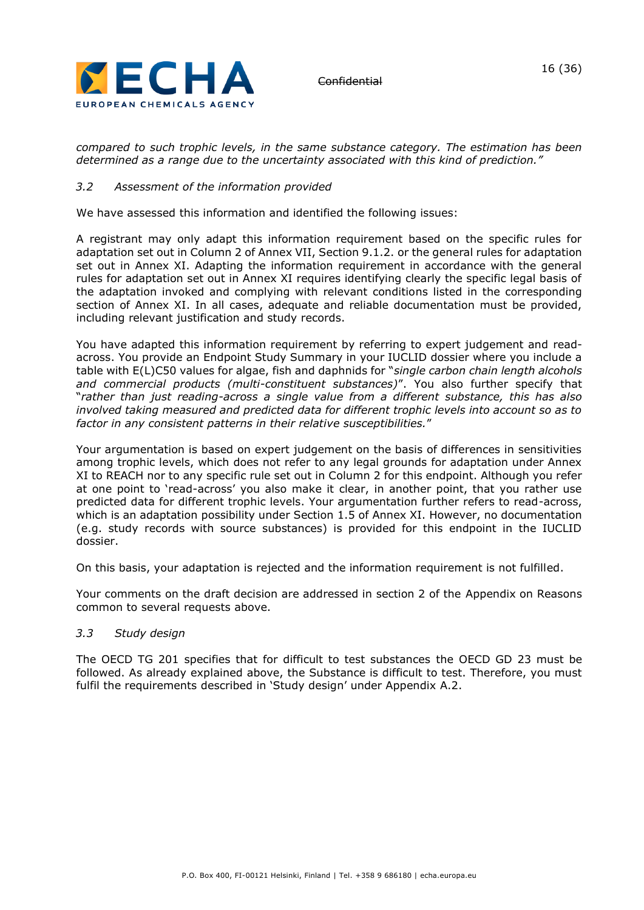*compared to such trophic levels, in the same substance category. The estimation has been determined as a range due to the uncertainty associated with this kind of prediction."*

### *3.2 Assessment of the information provided*

We have assessed this information and identified the following issues:

A registrant may only adapt this information requirement based on the specific rules for adaptation set out in Column 2 of Annex VII, Section 9.1.2. or the general rules for adaptation set out in Annex XI. Adapting the information requirement in accordance with the general rules for adaptation set out in Annex XI requires identifying clearly the specific legal basis of the adaptation invoked and complying with relevant conditions listed in the corresponding section of Annex XI. In all cases, adequate and reliable documentation must be provided, including relevant justification and study records.

You have adapted this information requirement by referring to expert judgement and read-across. You provide an Endpoint Study Summary in your IUCLID dossier where you include a table with E(L)C50 values for algae, fish and daphnids for "*single carbon chain length alcohols and commercial products (multi-constituent substances)*". You also further specify that "*rather than just reading-across a single value from a different substance, this has also involved taking measured and predicted data for different trophic levels into account so as to factor in any consistent patterns in their relative susceptibilities.*"

Your argumentation is based on expert judgement on the basis of differences in sensitivities among trophic levels, which does not refer to any legal grounds for adaptation under Annex XI to REACH nor to any specific rule set out in Column 2 for this endpoint. Although you refer at one point to 'read-across' you also make it clear, in another point, that you rather use predicted data for different trophic levels. Your argumentation further refers to read-across, which is an adaptation possibility under Section 1.5 of Annex XI. However, no documentation (e.g. study records with source substances) is provided for this endpoint in the IUCLID dossier.

On this basis, your adaptation is rejected and the information requirement is not fulfilled.

Your comments on the draft decision are addressed in section 2 of the Appendix on Reasons common to several requests above.

### *3.3 Study design*

The OECD TG 201 specifies that for difficult to test substances the OECD GD 23 must be followed. As already explained above, the Substance is difficult to test. Therefore, you must fulfil the requirements described in 'Study design' under Appendix A.2.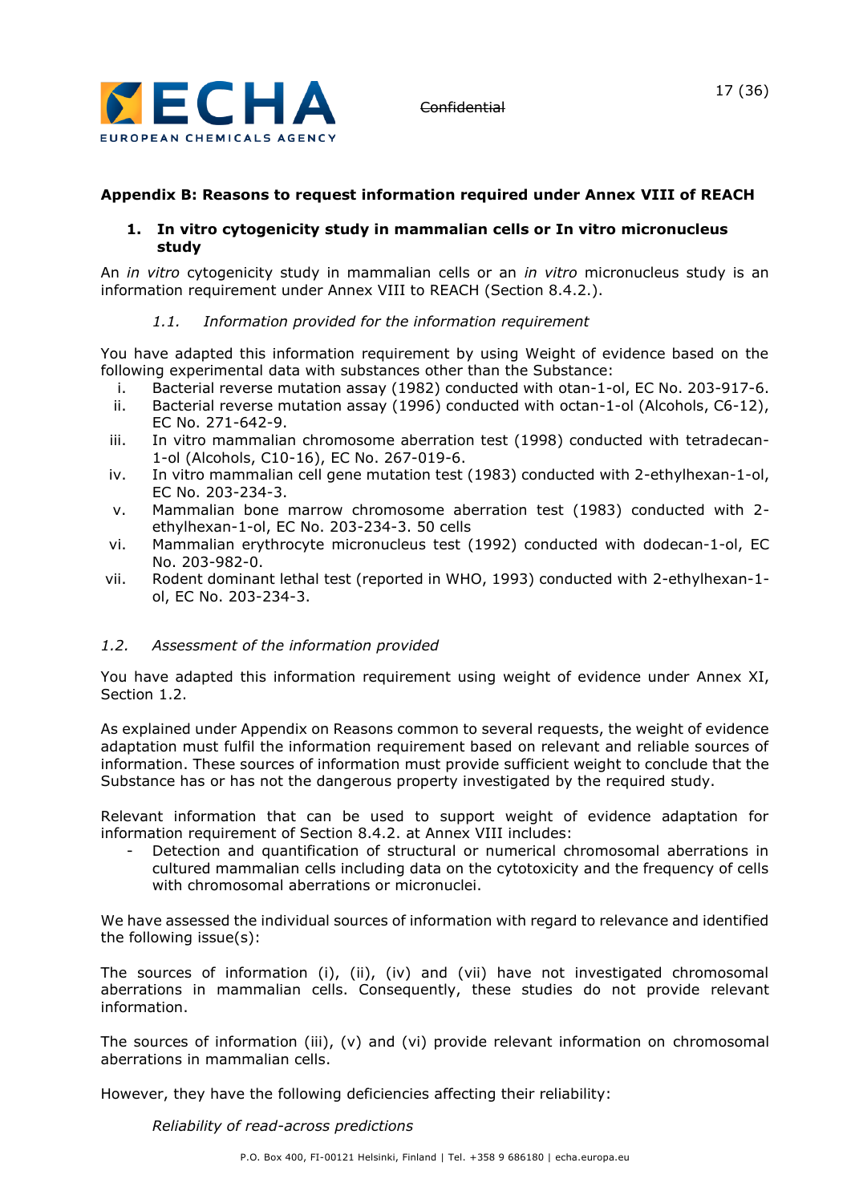## Appendix B: Reasons to request information required under Annex VIII of REACH

### 1. In vitro cytogenicity study in mammalian cells or In vitro micronucleus study

An *in vitro* cytogenicity study in mammalian cells or an *in vitro* micronucleus study is an information requirement under Annex VIII to REACH (Section 8.4.2.).

#### *1.1. Information provided for the information requirement*

You have adapted this information requirement by using Weight of evidence based on the following experimental data with substances other than the Substance:

- i. Bacterial reverse mutation assay (1982) conducted with otan-1-ol, EC No. 203-917-6.
- ii. Bacterial reverse mutation assay (1996) conducted with octan-1-ol (Alcohols, C6-12), EC No. 271-642-9.
- iii. In vitro mammalian chromosome aberration test (1998) conducted with tetradecan-1-ol (Alcohols, C10-16), EC No. 267-019-6.
- iv. In vitro mammalian cell gene mutation test (1983) conducted with 2-ethylhexan-1-ol, EC No. 203-234-3.
- v. Mammalian bone marrow chromosome aberration test (1983) conducted with 2-ethylhexan-1-ol, EC No. 203-234-3. 50 cells
- vi. Mammalian erythrocyte micronucleus test (1992) conducted with dodecan-1-ol, EC No. 203-982-0.
- vii. Rodent dominant lethal test (reported in WHO, 1993) conducted with 2-ethylhexan-1-ol, EC No. 203-234-3.

#### *1.2. Assessment of the information provided*

You have adapted this information requirement using weight of evidence under Annex XI, Section 1.2.

As explained under Appendix on Reasons common to several requests, the weight of evidence adaptation must fulfil the information requirement based on relevant and reliable sources of information. These sources of information must provide sufficient weight to conclude that the Substance has or has not the dangerous property investigated by the required study.

Relevant information that can be used to support weight of evidence adaptation for information requirement of Section 8.4.2. at Annex VIII includes:

- Detection and quantification of structural or numerical chromosomal aberrations in cultured mammalian cells including data on the cytotoxicity and the frequency of cells with chromosomal aberrations or micronuclei.

We have assessed the individual sources of information with regard to relevance and identified the following issue(s):

The sources of information (i), (ii), (iv) and (vii) have not investigated chromosomal aberrations in mammalian cells. Consequently, these studies do not provide relevant information.

The sources of information (iii), (v) and (vi) provide relevant information on chromosomal aberrations in mammalian cells.

However, they have the following deficiencies affecting their reliability:

*Reliability of read-across predictions*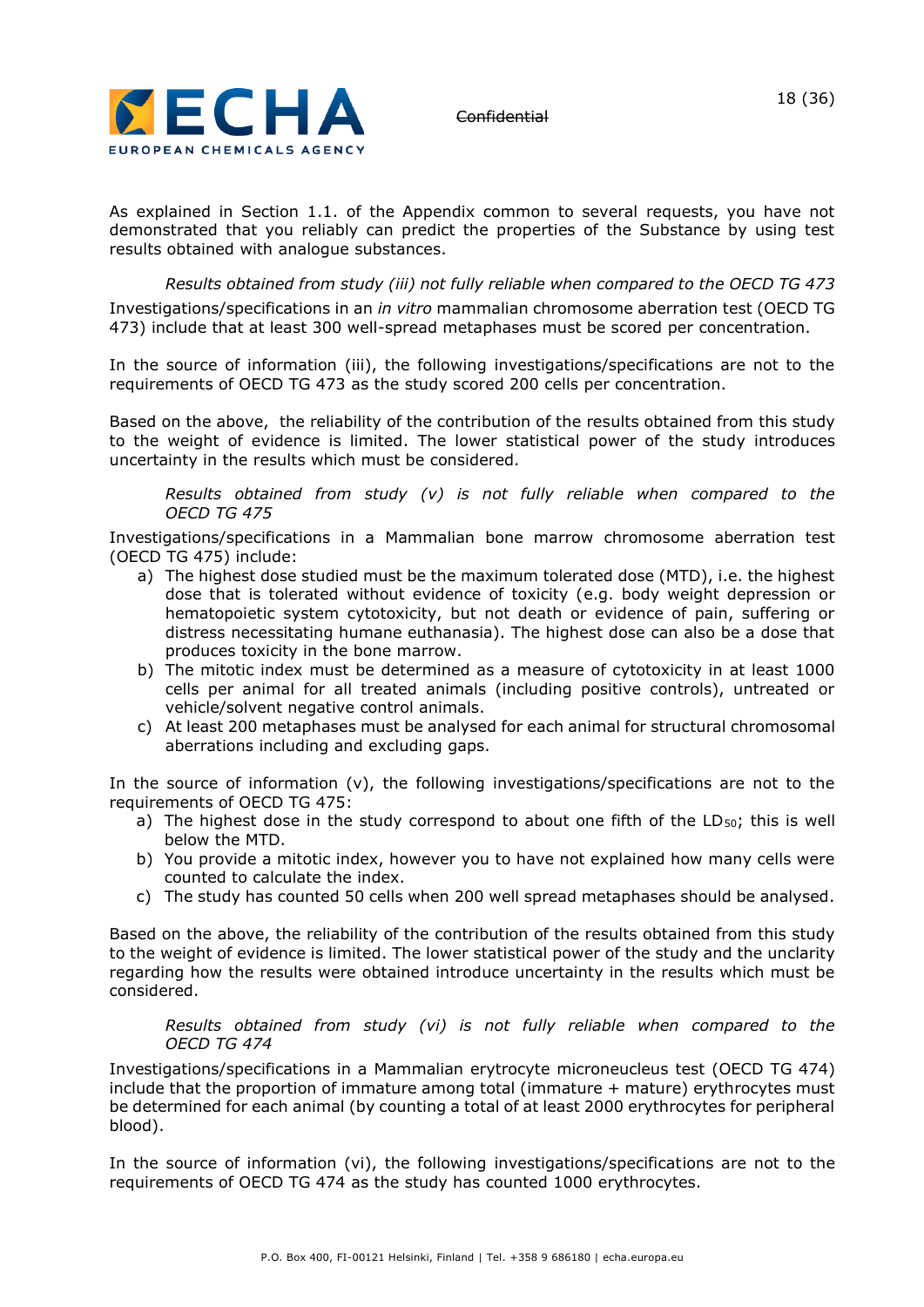As explained in Section 1.1. of the Appendix common to several requests, you have not demonstrated that you reliably can predict the properties of the Substance by using test results obtained with analogue substances.

*Results obtained from study (iii) not fully reliable when compared to the OECD TG 473*

Investigations/specifications in an *in vitro* mammalian chromosome aberration test (OECD TG 473) include that at least 300 well-spread metaphases must be scored per concentration.

In the source of information (iii), the following investigations/specifications are not to the requirements of OECD TG 473 as the study scored 200 cells per concentration.

Based on the above, the reliability of the contribution of the results obtained from this study to the weight of evidence is limited. The lower statistical power of the study introduces uncertainty in the results which must be considered.

*Results obtained from study (v) is not fully reliable when compared to the OECD TG 475*

Investigations/specifications in a Mammalian bone marrow chromosome aberration test (OECD TG 475) include:

a) The highest dose studied must be the maximum tolerated dose (MTD), i.e. the highest dose that is tolerated without evidence of toxicity (e.g. body weight depression or hematopoietic system cytotoxicity, but not death or evidence of pain, suffering or distress necessitating humane euthanasia). The highest dose can also be a dose that produces toxicity in the bone marrow.
b) The mitotic index must be determined as a measure of cytotoxicity in at least 1000 cells per animal for all treated animals (including positive controls), untreated or vehicle/solvent negative control animals.
c) At least 200 metaphases must be analysed for each animal for structural chromosomal aberrations including and excluding gaps.

In the source of information (v), the following investigations/specifications are not to the requirements of OECD TG 475:

a) The highest dose in the study correspond to about one fifth of the $LD_{50}$; this is well below the MTD.
b) You provide a mitotic index, however you to have not explained how many cells were counted to calculate the index.
c) The study has counted 50 cells when 200 well spread metaphases should be analysed.

Based on the above, the reliability of the contribution of the results obtained from this study to the weight of evidence is limited. The lower statistical power of the study and the unclarity regarding how the results were obtained introduce uncertainty in the results which must be considered.

*Results obtained from study (vi) is not fully reliable when compared to the OECD TG 474*

Investigations/specifications in a Mammalian erytrocyte microneucleus test (OECD TG 474) include that the proportion of immature among total (immature + mature) erythrocytes must be determined for each animal (by counting a total of at least 2000 erythrocytes for peripheral blood).

In the source of information (vi), the following investigations/specifications are not to the requirements of OECD TG 474 as the study has counted 1000 erythrocytes.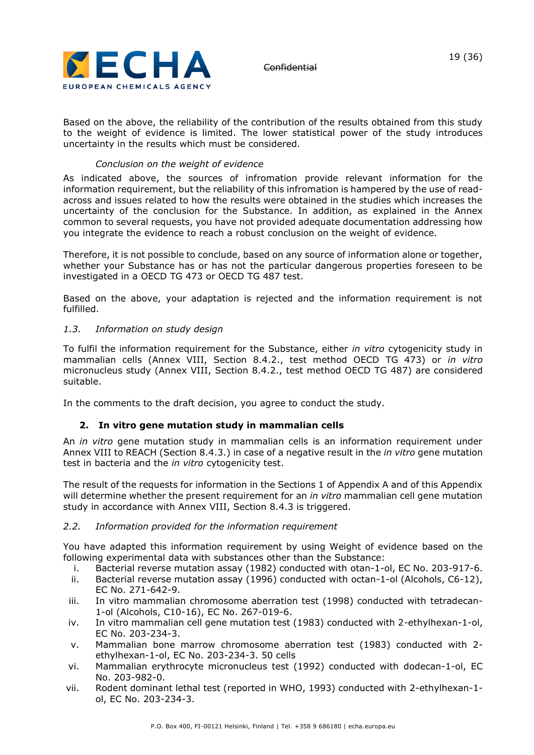Based on the above, the reliability of the contribution of the results obtained from this study to the weight of evidence is limited. The lower statistical power of the study introduces uncertainty in the results which must be considered.

*Conclusion on the weight of evidence*

As indicated above, the sources of infromation provide relevant information for the information requirement, but the reliability of this infromation is hampered by the use of read-across and issues related to how the results were obtained in the studies which increases the uncertainty of the conclusion for the Substance. In addition, as explained in the Annex common to several requests, you have not provided adequate documentation addressing how you integrate the evidence to reach a robust conclusion on the weight of evidence.

Therefore, it is not possible to conclude, based on any source of information alone or together, whether your Substance has or has not the particular dangerous properties foreseen to be investigated in a OECD TG 473 or OECD TG 487 test.

Based on the above, your adaptation is rejected and the information requirement is not fulfilled.

*1.3. Information on study design*

To fulfil the information requirement for the Substance, either *in vitro* cytogenicity study in mammalian cells (Annex VIII, Section 8.4.2., test method OECD TG 473) or *in vitro* micronucleus study (Annex VIII, Section 8.4.2., test method OECD TG 487) are considered suitable.

In the comments to the draft decision, you agree to conduct the study.

## 2. In vitro gene mutation study in mammalian cells

An *in vitro* gene mutation study in mammalian cells is an information requirement under Annex VIII to REACH (Section 8.4.3.) in case of a negative result in the *in vitro* gene mutation test in bacteria and the *in vitro* cytogenicity test.

The result of the requests for information in the Sections 1 of Appendix A and of this Appendix will determine whether the present requirement for an *in vitro* mammalian cell gene mutation study in accordance with Annex VIII, Section 8.4.3 is triggered.

*2.2. Information provided for the information requirement*

You have adapted this information requirement by using Weight of evidence based on the following experimental data with substances other than the Substance:

i. Bacterial reverse mutation assay (1982) conducted with otan-1-ol, EC No. 203-917-6.
ii. Bacterial reverse mutation assay (1996) conducted with octan-1-ol (Alcohols, C6-12), EC No. 271-642-9.
iii. In vitro mammalian chromosome aberration test (1998) conducted with tetradecan-1-ol (Alcohols, C10-16), EC No. 267-019-6.
iv. In vitro mammalian cell gene mutation test (1983) conducted with 2-ethylhexan-1-ol, EC No. 203-234-3.
v. Mammalian bone marrow chromosome aberration test (1983) conducted with 2-ethylhexan-1-ol, EC No. 203-234-3. 50 cells
vi. Mammalian erythrocyte micronucleus test (1992) conducted with dodecan-1-ol, EC No. 203-982-0.
vii. Rodent dominant lethal test (reported in WHO, 1993) conducted with 2-ethylhexan-1-ol, EC No. 203-234-3.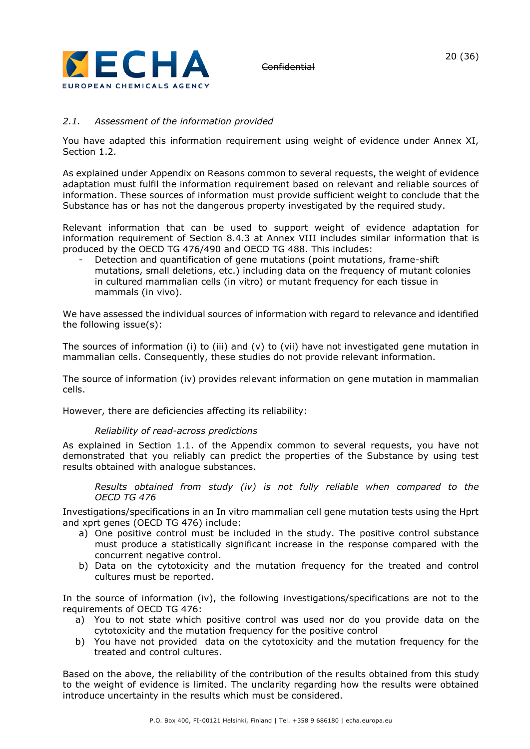*2.1. Assessment of the information provided*

You have adapted this information requirement using weight of evidence under Annex XI, Section 1.2.

As explained under Appendix on Reasons common to several requests, the weight of evidence adaptation must fulfil the information requirement based on relevant and reliable sources of information. These sources of information must provide sufficient weight to conclude that the Substance has or has not the dangerous property investigated by the required study.

Relevant information that can be used to support weight of evidence adaptation for information requirement of Section 8.4.3 at Annex VIII includes similar information that is produced by the OECD TG 476/490 and OECD TG 488. This includes:

- Detection and quantification of gene mutations (point mutations, frame-shift mutations, small deletions, etc.) including data on the frequency of mutant colonies in cultured mammalian cells (in vitro) or mutant frequency for each tissue in mammals (in vivo).

We have assessed the individual sources of information with regard to relevance and identified the following issue(s):

The sources of information (i) to (iii) and (v) to (vii) have not investigated gene mutation in mammalian cells. Consequently, these studies do not provide relevant information.

The source of information (iv) provides relevant information on gene mutation in mammalian cells.

However, there are deficiencies affecting its reliability:

*Reliability of read-across predictions*

As explained in Section 1.1. of the Appendix common to several requests, you have not demonstrated that you reliably can predict the properties of the Substance by using test results obtained with analogue substances.

*Results obtained from study (iv) is not fully reliable when compared to the OECD TG 476*

Investigations/specifications in an In vitro mammalian cell gene mutation tests using the Hprt and xprt genes (OECD TG 476) include:

a) One positive control must be included in the study. The positive control substance must produce a statistically significant increase in the response compared with the concurrent negative control.
b) Data on the cytotoxicity and the mutation frequency for the treated and control cultures must be reported.

In the source of information (iv), the following investigations/specifications are not to the requirements of OECD TG 476:

a) You to not state which positive control was used nor do you provide data on the cytotoxicity and the mutation frequency for the positive control
b) You have not provided data on the cytotoxicity and the mutation frequency for the treated and control cultures.

Based on the above, the reliability of the contribution of the results obtained from this study to the weight of evidence is limited. The unclarity regarding how the results were obtained introduce uncertainty in the results which must be considered.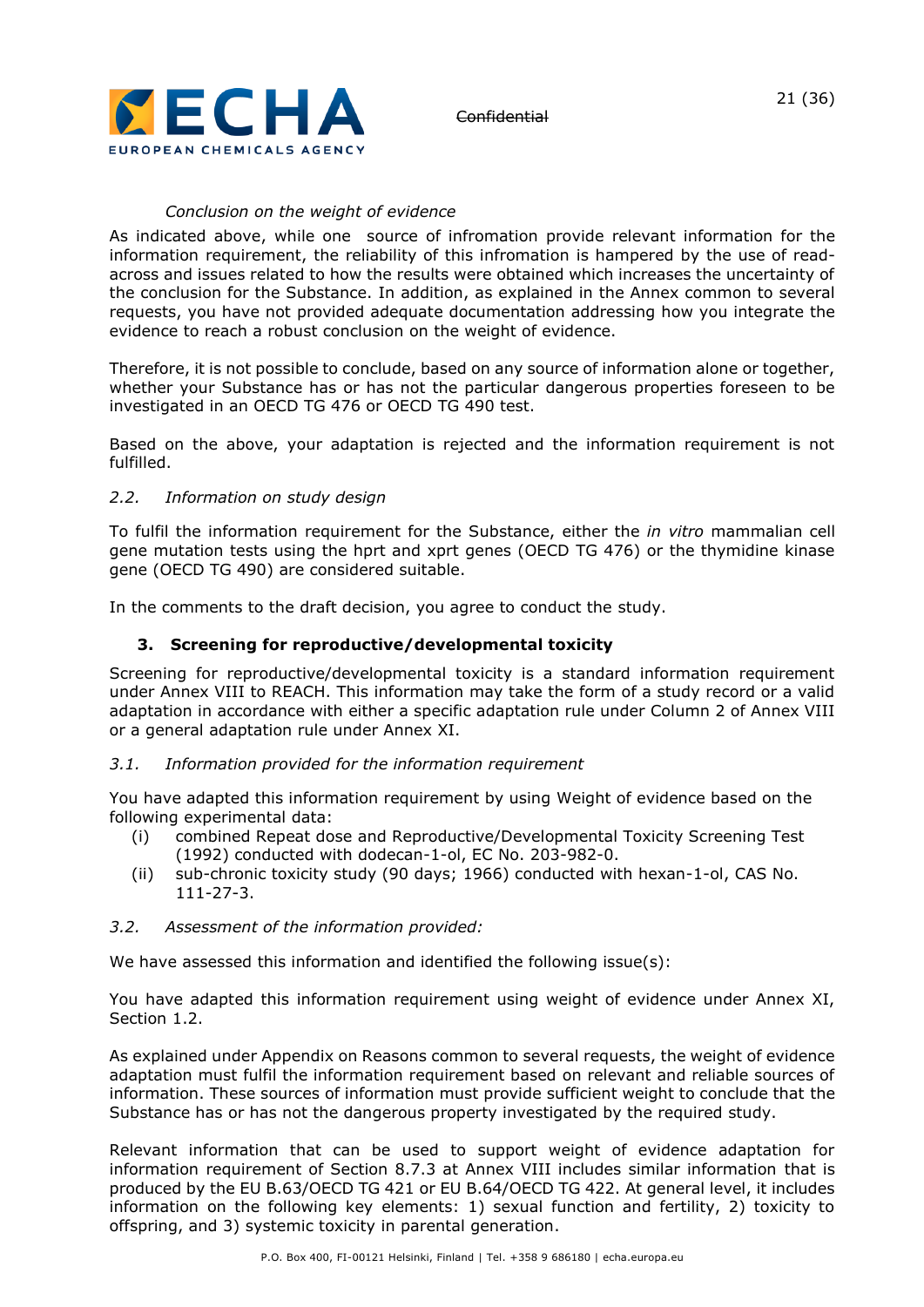*Conclusion on the weight of evidence*

As indicated above, while one source of infromation provide relevant information for the information requirement, the reliability of this infromation is hampered by the use of read-across and issues related to how the results were obtained which increases the uncertainty of the conclusion for the Substance. In addition, as explained in the Annex common to several requests, you have not provided adequate documentation addressing how you integrate the evidence to reach a robust conclusion on the weight of evidence.

Therefore, it is not possible to conclude, based on any source of information alone or together, whether your Substance has or has not the particular dangerous properties foreseen to be investigated in an OECD TG 476 or OECD TG 490 test.

Based on the above, your adaptation is rejected and the information requirement is not fulfilled.

*2.2. Information on study design*

To fulfil the information requirement for the Substance, either the *in vitro* mammalian cell gene mutation tests using the hprt and xprt genes (OECD TG 476) or the thymidine kinase gene (OECD TG 490) are considered suitable.

In the comments to the draft decision, you agree to conduct the study.

## 3. Screening for reproductive/developmental toxicity

Screening for reproductive/developmental toxicity is a standard information requirement under Annex VIII to REACH. This information may take the form of a study record or a valid adaptation in accordance with either a specific adaptation rule under Column 2 of Annex VIII or a general adaptation rule under Annex XI.

*3.1. Information provided for the information requirement*

You have adapted this information requirement by using Weight of evidence based on the following experimental data:

(i) combined Repeat dose and Reproductive/Developmental Toxicity Screening Test (1992) conducted with dodecan-1-ol, EC No. 203-982-0.
(ii) sub-chronic toxicity study (90 days; 1966) conducted with hexan-1-ol, CAS No. 111-27-3.

*3.2. Assessment of the information provided:*

We have assessed this information and identified the following issue(s):

You have adapted this information requirement using weight of evidence under Annex XI, Section 1.2.

As explained under Appendix on Reasons common to several requests, the weight of evidence adaptation must fulfil the information requirement based on relevant and reliable sources of information. These sources of information must provide sufficient weight to conclude that the Substance has or has not the dangerous property investigated by the required study.

Relevant information that can be used to support weight of evidence adaptation for information requirement of Section 8.7.3 at Annex VIII includes similar information that is produced by the EU B.63/OECD TG 421 or EU B.64/OECD TG 422. At general level, it includes information on the following key elements: 1) sexual function and fertility, 2) toxicity to offspring, and 3) systemic toxicity in parental generation.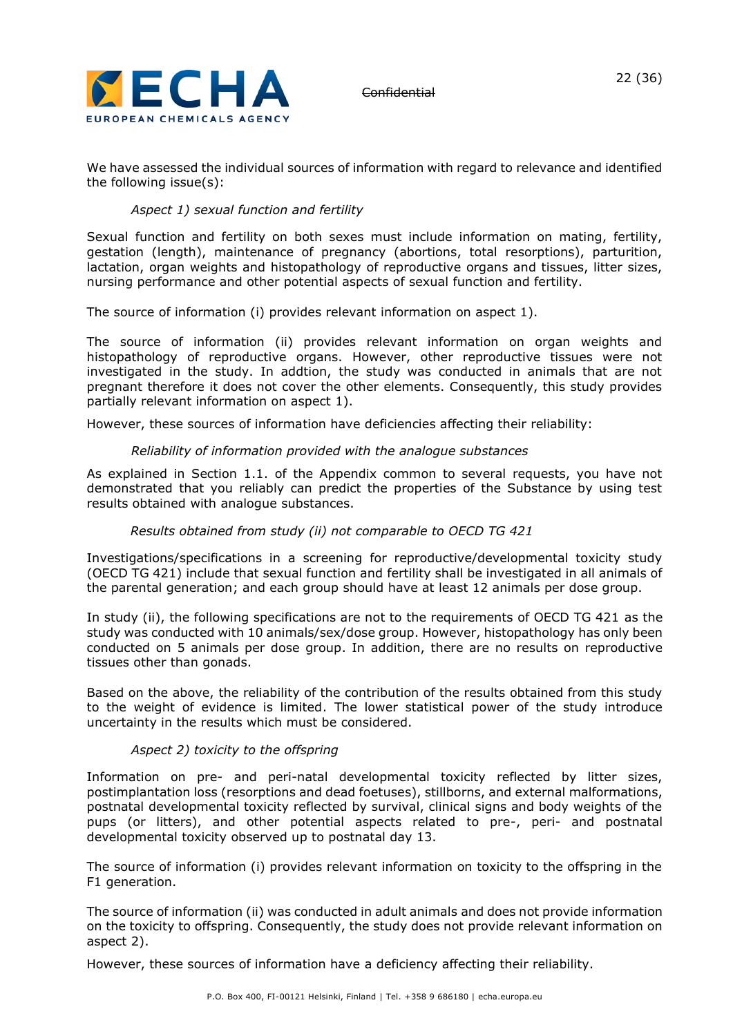We have assessed the individual sources of information with regard to relevance and identified the following issue(s):

*Aspect 1) sexual function and fertility*

Sexual function and fertility on both sexes must include information on mating, fertility, gestation (length), maintenance of pregnancy (abortions, total resorptions), parturition, lactation, organ weights and histopathology of reproductive organs and tissues, litter sizes, nursing performance and other potential aspects of sexual function and fertility.

The source of information (i) provides relevant information on aspect 1).

The source of information (ii) provides relevant information on organ weights and histopathology of reproductive organs. However, other reproductive tissues were not investigated in the study. In addtion, the study was conducted in animals that are not pregnant therefore it does not cover the other elements. Consequently, this study provides partially relevant information on aspect 1).

However, these sources of information have deficiencies affecting their reliability:

*Reliability of information provided with the analogue substances*

As explained in Section 1.1. of the Appendix common to several requests, you have not demonstrated that you reliably can predict the properties of the Substance by using test results obtained with analogue substances.

*Results obtained from study (ii) not comparable to OECD TG 421*

Investigations/specifications in a screening for reproductive/developmental toxicity study (OECD TG 421) include that sexual function and fertility shall be investigated in all animals of the parental generation; and each group should have at least 12 animals per dose group.

In study (ii), the following specifications are not to the requirements of OECD TG 421 as the study was conducted with 10 animals/sex/dose group. However, histopathology has only been conducted on 5 animals per dose group. In addition, there are no results on reproductive tissues other than gonads.

Based on the above, the reliability of the contribution of the results obtained from this study to the weight of evidence is limited. The lower statistical power of the study introduce uncertainty in the results which must be considered.

*Aspect 2) toxicity to the offspring*

Information on pre- and peri-natal developmental toxicity reflected by litter sizes, postimplantation loss (resorptions and dead foetuses), stillborns, and external malformations, postnatal developmental toxicity reflected by survival, clinical signs and body weights of the pups (or litters), and other potential aspects related to pre-, peri- and postnatal developmental toxicity observed up to postnatal day 13.

The source of information (i) provides relevant information on toxicity to the offspring in the F1 generation.

The source of information (ii) was conducted in adult animals and does not provide information on the toxicity to offspring. Consequently, the study does not provide relevant information on aspect 2).

However, these sources of information have a deficiency affecting their reliability.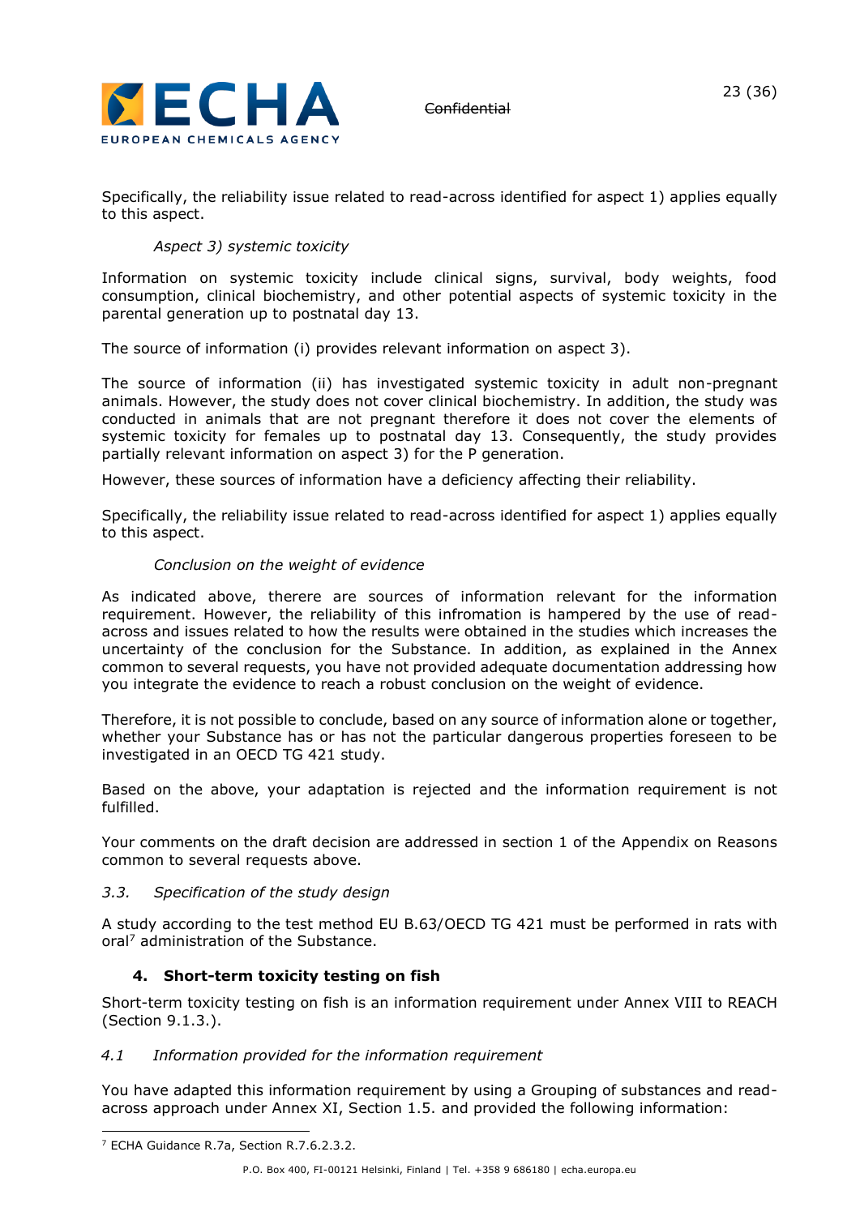Specifically, the reliability issue related to read-across identified for aspect 1) applies equally to this aspect.

*Aspect 3) systemic toxicity*

Information on systemic toxicity include clinical signs, survival, body weights, food consumption, clinical biochemistry, and other potential aspects of systemic toxicity in the parental generation up to postnatal day 13.

The source of information (i) provides relevant information on aspect 3).

The source of information (ii) has investigated systemic toxicity in adult non-pregnant animals. However, the study does not cover clinical biochemistry. In addition, the study was conducted in animals that are not pregnant therefore it does not cover the elements of systemic toxicity for females up to postnatal day 13. Consequently, the study provides partially relevant information on aspect 3) for the P generation.

However, these sources of information have a deficiency affecting their reliability.

Specifically, the reliability issue related to read-across identified for aspect 1) applies equally to this aspect.

*Conclusion on the weight of evidence*

As indicated above, therere are sources of information relevant for the information requirement. However, the reliability of this infromation is hampered by the use of read-across and issues related to how the results were obtained in the studies which increases the uncertainty of the conclusion for the Substance. In addition, as explained in the Annex common to several requests, you have not provided adequate documentation addressing how you integrate the evidence to reach a robust conclusion on the weight of evidence.

Therefore, it is not possible to conclude, based on any source of information alone or together, whether your Substance has or has not the particular dangerous properties foreseen to be investigated in an OECD TG 421 study.

Based on the above, your adaptation is rejected and the information requirement is not fulfilled.

Your comments on the draft decision are addressed in section 1 of the Appendix on Reasons common to several requests above.

### *3.3. Specification of the study design*

A study according to the test method EU B.63/OECD TG 421 must be performed in rats with oral[7] administration of the Substance.

## 4. Short-term toxicity testing on fish

Short-term toxicity testing on fish is an information requirement under Annex VIII to REACH (Section 9.1.3.).

### *4.1 Information provided for the information requirement*

You have adapted this information requirement by using a Grouping of substances and read-across approach under Annex XI, Section 1.5. and provided the following information:

[7] ECHA Guidance R.7a, Section R.7.6.2.3.2.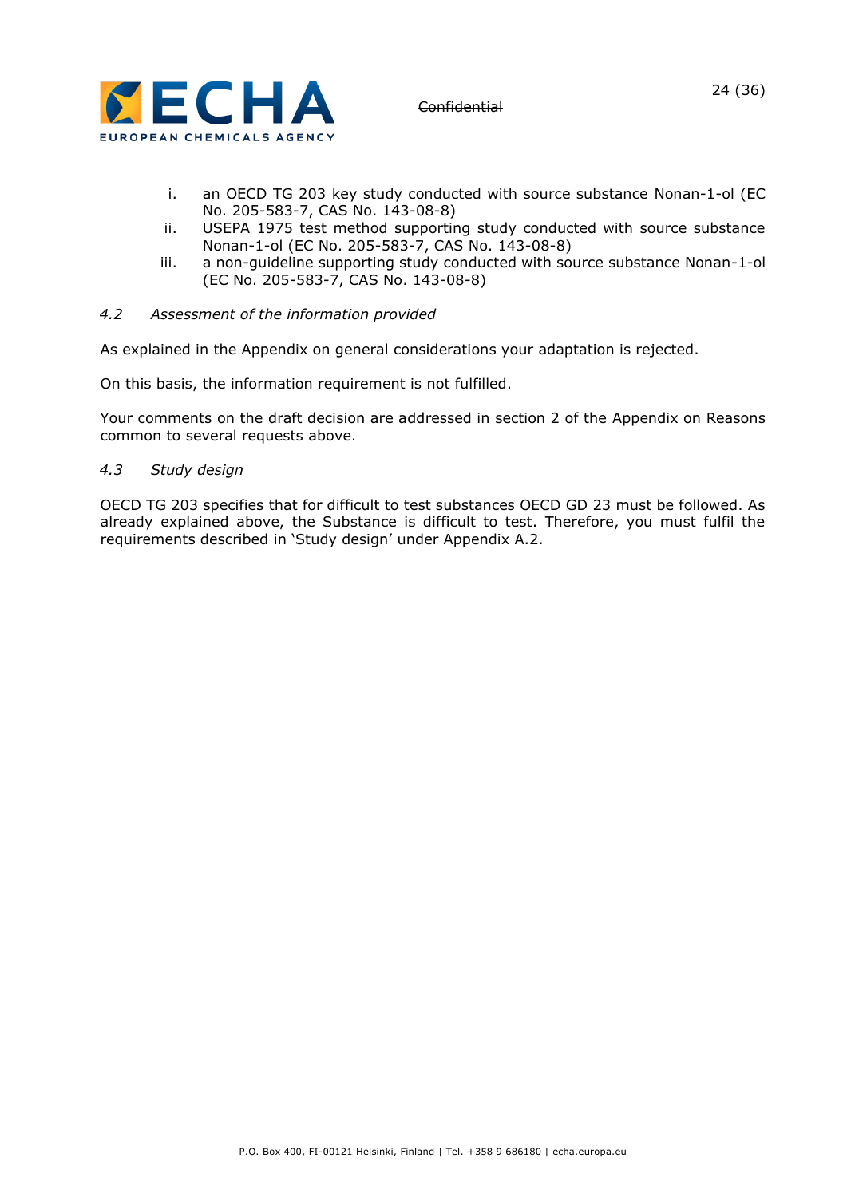i. an OECD TG 203 key study conducted with source substance Nonan-1-ol (EC No. 205-583-7, CAS No. 143-08-8)
ii. USEPA 1975 test method supporting study conducted with source substance Nonan-1-ol (EC No. 205-583-7, CAS No. 143-08-8)
iii. a non-guideline supporting study conducted with source substance Nonan-1-ol (EC No. 205-583-7, CAS No. 143-08-8)

### *4.2 Assessment of the information provided*

As explained in the Appendix on general considerations your adaptation is rejected.

On this basis, the information requirement is not fulfilled.

Your comments on the draft decision are addressed in section 2 of the Appendix on Reasons common to several requests above.

### *4.3 Study design*

OECD TG 203 specifies that for difficult to test substances OECD GD 23 must be followed. As already explained above, the Substance is difficult to test. Therefore, you must fulfil the requirements described in 'Study design' under Appendix A.2.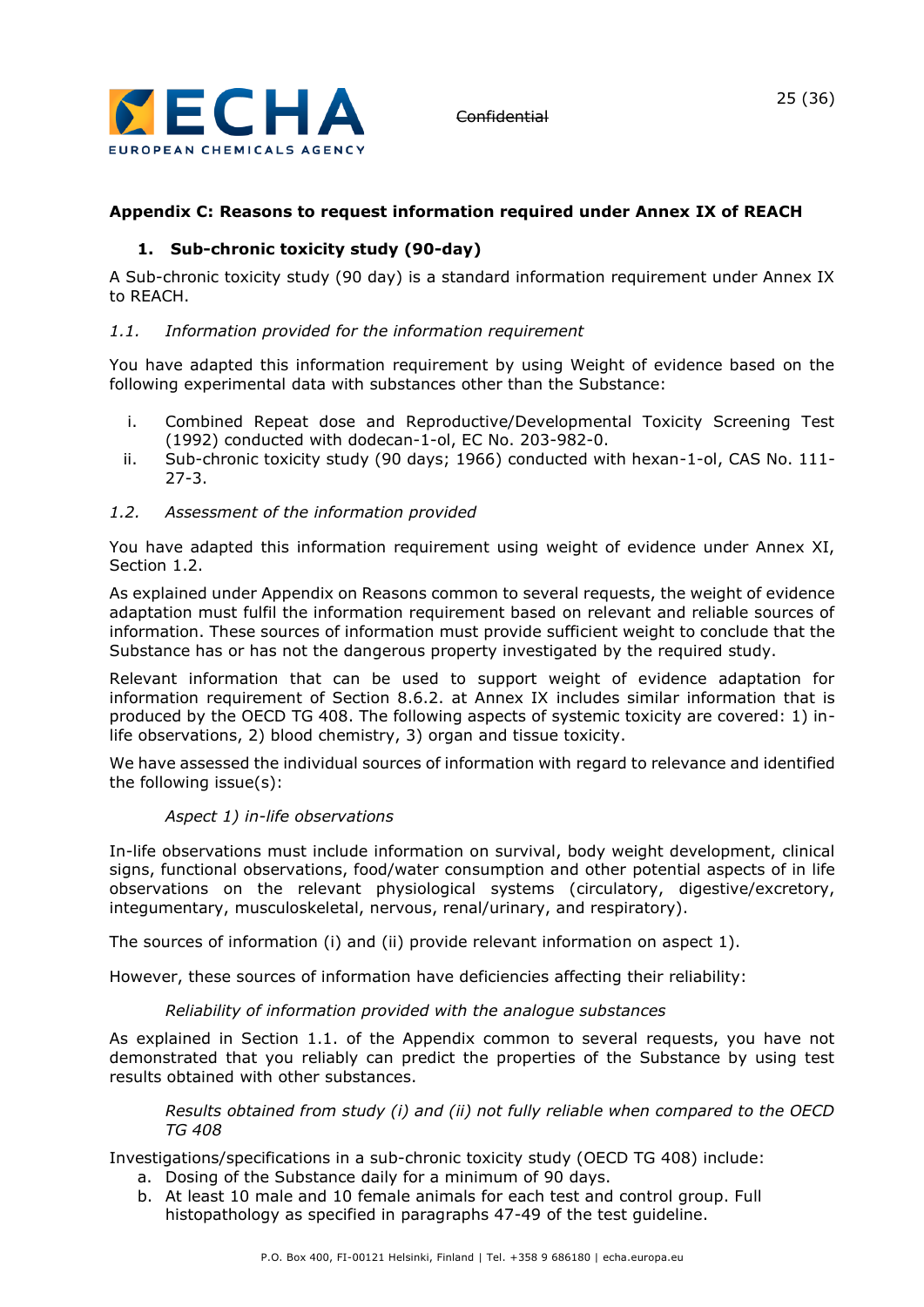## Appendix C: Reasons to request information required under Annex IX of REACH

### 1. Sub-chronic toxicity study (90-day)

A Sub-chronic toxicity study (90 day) is a standard information requirement under Annex IX to REACH.

*1.1. Information provided for the information requirement*

You have adapted this information requirement by using Weight of evidence based on the following experimental data with substances other than the Substance:

i. Combined Repeat dose and Reproductive/Developmental Toxicity Screening Test (1992) conducted with dodecan-1-ol, EC No. 203-982-0.
ii. Sub-chronic toxicity study (90 days; 1966) conducted with hexan-1-ol, CAS No. 111-27-3.

*1.2. Assessment of the information provided*

You have adapted this information requirement using weight of evidence under Annex XI, Section 1.2.

As explained under Appendix on Reasons common to several requests, the weight of evidence adaptation must fulfil the information requirement based on relevant and reliable sources of information. These sources of information must provide sufficient weight to conclude that the Substance has or has not the dangerous property investigated by the required study.

Relevant information that can be used to support weight of evidence adaptation for information requirement of Section 8.6.2. at Annex IX includes similar information that is produced by the OECD TG 408. The following aspects of systemic toxicity are covered: 1) in-life observations, 2) blood chemistry, 3) organ and tissue toxicity.

We have assessed the individual sources of information with regard to relevance and identified the following issue(s):

*Aspect 1) in-life observations*

In-life observations must include information on survival, body weight development, clinical signs, functional observations, food/water consumption and other potential aspects of in life observations on the relevant physiological systems (circulatory, digestive/excretory, integumentary, musculoskeletal, nervous, renal/urinary, and respiratory).

The sources of information (i) and (ii) provide relevant information on aspect 1).

However, these sources of information have deficiencies affecting their reliability:

*Reliability of information provided with the analogue substances*

As explained in Section 1.1. of the Appendix common to several requests, you have not demonstrated that you reliably can predict the properties of the Substance by using test results obtained with other substances.

*Results obtained from study (i) and (ii) not fully reliable when compared to the OECD TG 408*

Investigations/specifications in a sub-chronic toxicity study (OECD TG 408) include:

a. Dosing of the Substance daily for a minimum of 90 days.
b. At least 10 male and 10 female animals for each test and control group. Full histopathology as specified in paragraphs 47-49 of the test guideline.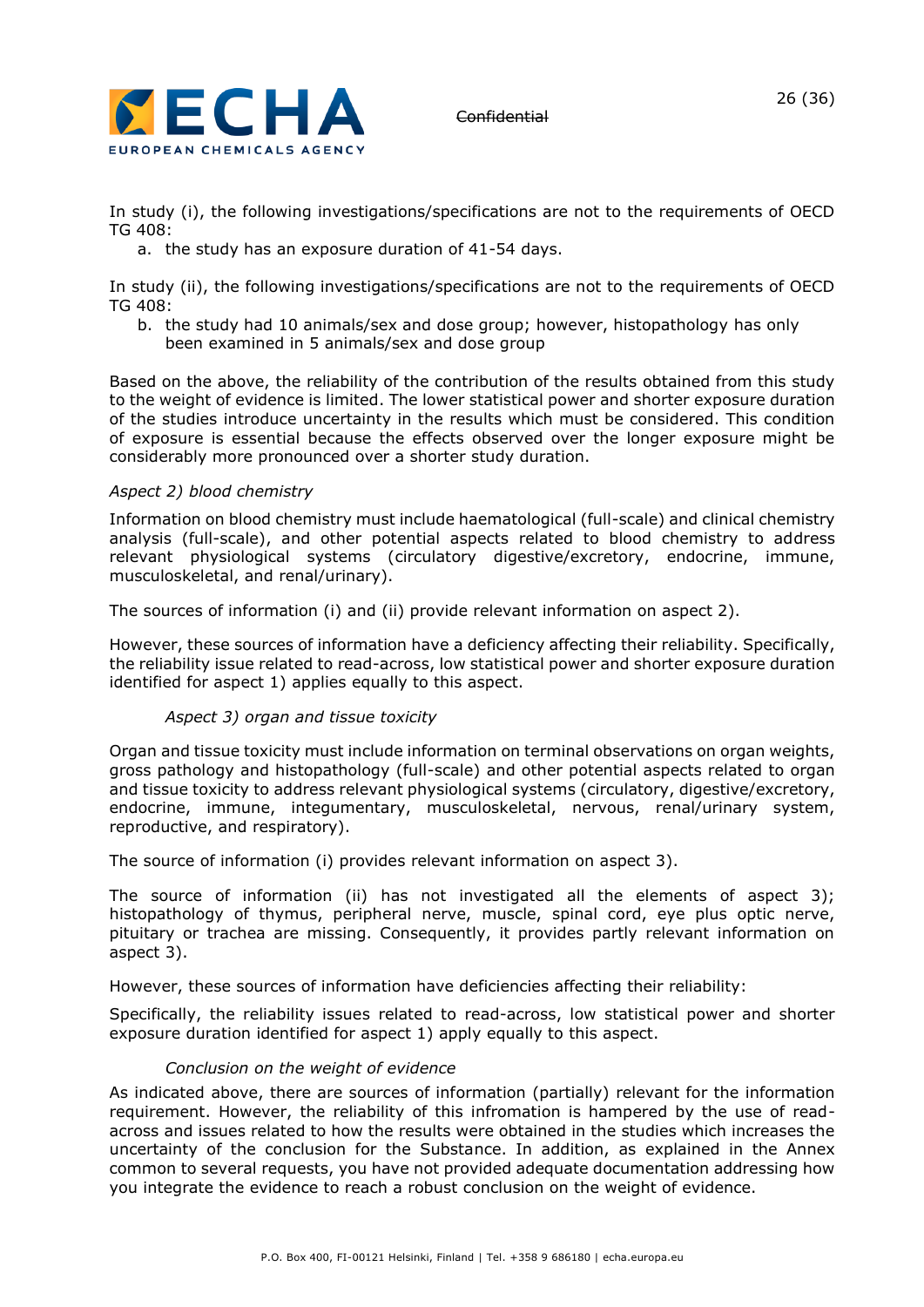In study (i), the following investigations/specifications are not to the requirements of OECD TG 408:

a. the study has an exposure duration of 41-54 days.

In study (ii), the following investigations/specifications are not to the requirements of OECD TG 408:

b. the study had 10 animals/sex and dose group; however, histopathology has only been examined in 5 animals/sex and dose group

Based on the above, the reliability of the contribution of the results obtained from this study to the weight of evidence is limited. The lower statistical power and shorter exposure duration of the studies introduce uncertainty in the results which must be considered. This condition of exposure is essential because the effects observed over the longer exposure might be considerably more pronounced over a shorter study duration.

*Aspect 2) blood chemistry*

Information on blood chemistry must include haematological (full-scale) and clinical chemistry analysis (full-scale), and other potential aspects related to blood chemistry to address relevant physiological systems (circulatory digestive/excretory, endocrine, immune, musculoskeletal, and renal/urinary).

The sources of information (i) and (ii) provide relevant information on aspect 2).

However, these sources of information have a deficiency affecting their reliability. Specifically, the reliability issue related to read-across, low statistical power and shorter exposure duration identified for aspect 1) applies equally to this aspect.

*Aspect 3) organ and tissue toxicity*

Organ and tissue toxicity must include information on terminal observations on organ weights, gross pathology and histopathology (full-scale) and other potential aspects related to organ and tissue toxicity to address relevant physiological systems (circulatory, digestive/excretory, endocrine, immune, integumentary, musculoskeletal, nervous, renal/urinary system, reproductive, and respiratory).

The source of information (i) provides relevant information on aspect 3).

The source of information (ii) has not investigated all the elements of aspect 3); histopathology of thymus, peripheral nerve, muscle, spinal cord, eye plus optic nerve, pituitary or trachea are missing. Consequently, it provides partly relevant information on aspect 3).

However, these sources of information have deficiencies affecting their reliability:

Specifically, the reliability issues related to read-across, low statistical power and shorter exposure duration identified for aspect 1) apply equally to this aspect.

*Conclusion on the weight of evidence*

As indicated above, there are sources of information (partially) relevant for the information requirement. However, the reliability of this infromation is hampered by the use of read-across and issues related to how the results were obtained in the studies which increases the uncertainty of the conclusion for the Substance. In addition, as explained in the Annex common to several requests, you have not provided adequate documentation addressing how you integrate the evidence to reach a robust conclusion on the weight of evidence.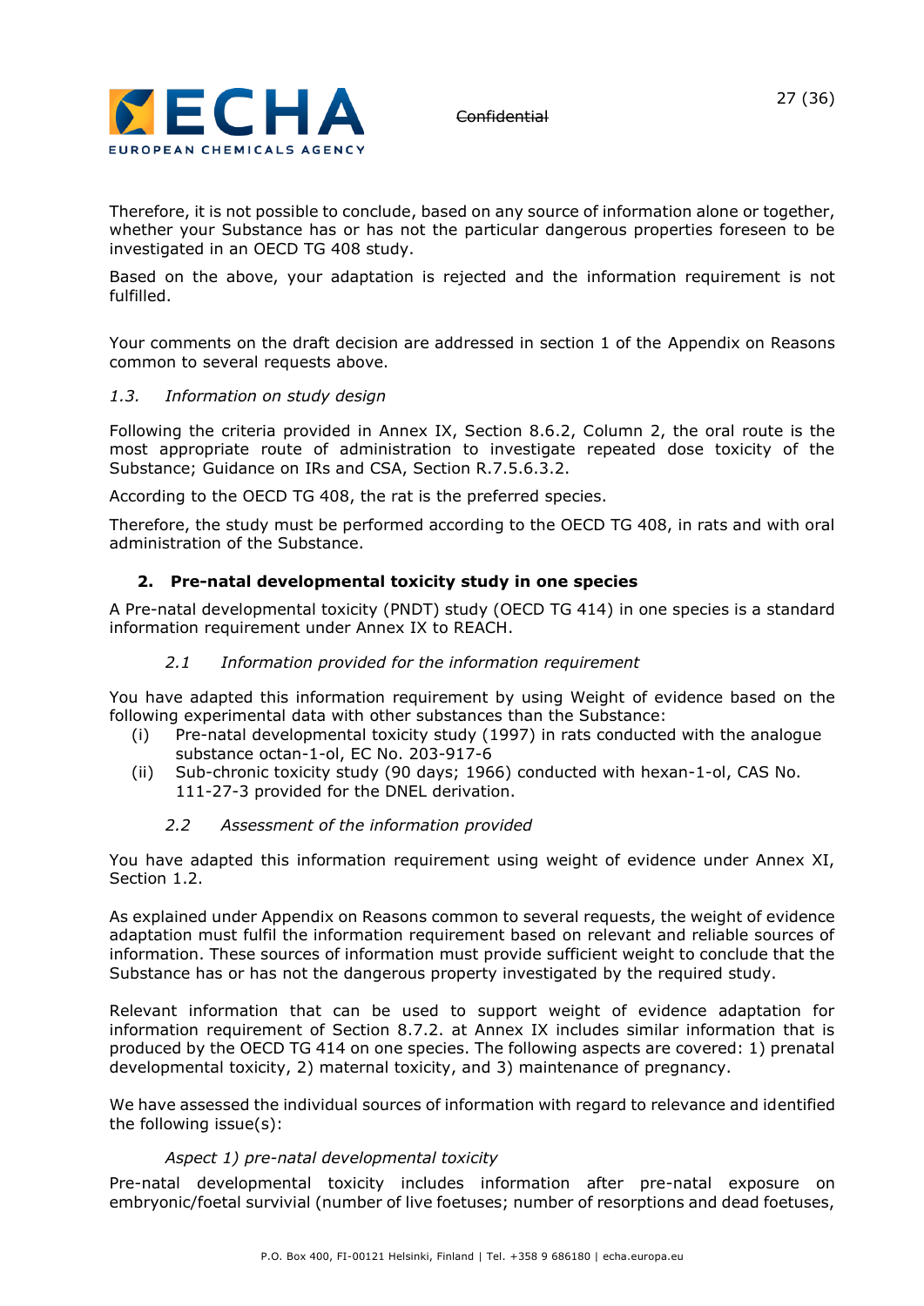Therefore, it is not possible to conclude, based on any source of information alone or together, whether your Substance has or has not the particular dangerous properties foreseen to be investigated in an OECD TG 408 study.

Based on the above, your adaptation is rejected and the information requirement is not fulfilled.

Your comments on the draft decision are addressed in section 1 of the Appendix on Reasons common to several requests above.

*1.3. Information on study design*

Following the criteria provided in Annex IX, Section 8.6.2, Column 2, the oral route is the most appropriate route of administration to investigate repeated dose toxicity of the Substance; Guidance on IRs and CSA, Section R.7.5.6.3.2.

According to the OECD TG 408, the rat is the preferred species.

Therefore, the study must be performed according to the OECD TG 408, in rats and with oral administration of the Substance.

## 2. Pre-natal developmental toxicity study in one species

A Pre-natal developmental toxicity (PNDT) study (OECD TG 414) in one species is a standard information requirement under Annex IX to REACH.

*2.1 Information provided for the information requirement*

You have adapted this information requirement by using Weight of evidence based on the following experimental data with other substances than the Substance:

(i) Pre-natal developmental toxicity study (1997) in rats conducted with the analogue substance octan-1-ol, EC No. 203-917-6

(ii) Sub-chronic toxicity study (90 days; 1966) conducted with hexan-1-ol, CAS No. 111-27-3 provided for the DNEL derivation.

*2.2 Assessment of the information provided*

You have adapted this information requirement using weight of evidence under Annex XI, Section 1.2.

As explained under Appendix on Reasons common to several requests, the weight of evidence adaptation must fulfil the information requirement based on relevant and reliable sources of information. These sources of information must provide sufficient weight to conclude that the Substance has or has not the dangerous property investigated by the required study.

Relevant information that can be used to support weight of evidence adaptation for information requirement of Section 8.7.2. at Annex IX includes similar information that is produced by the OECD TG 414 on one species. The following aspects are covered: 1) prenatal developmental toxicity, 2) maternal toxicity, and 3) maintenance of pregnancy.

We have assessed the individual sources of information with regard to relevance and identified the following issue(s):

*Aspect 1) pre-natal developmental toxicity*

Pre-natal developmental toxicity includes information after pre-natal exposure on embryonic/foetal survivial (number of live foetuses; number of resorptions and dead foetuses,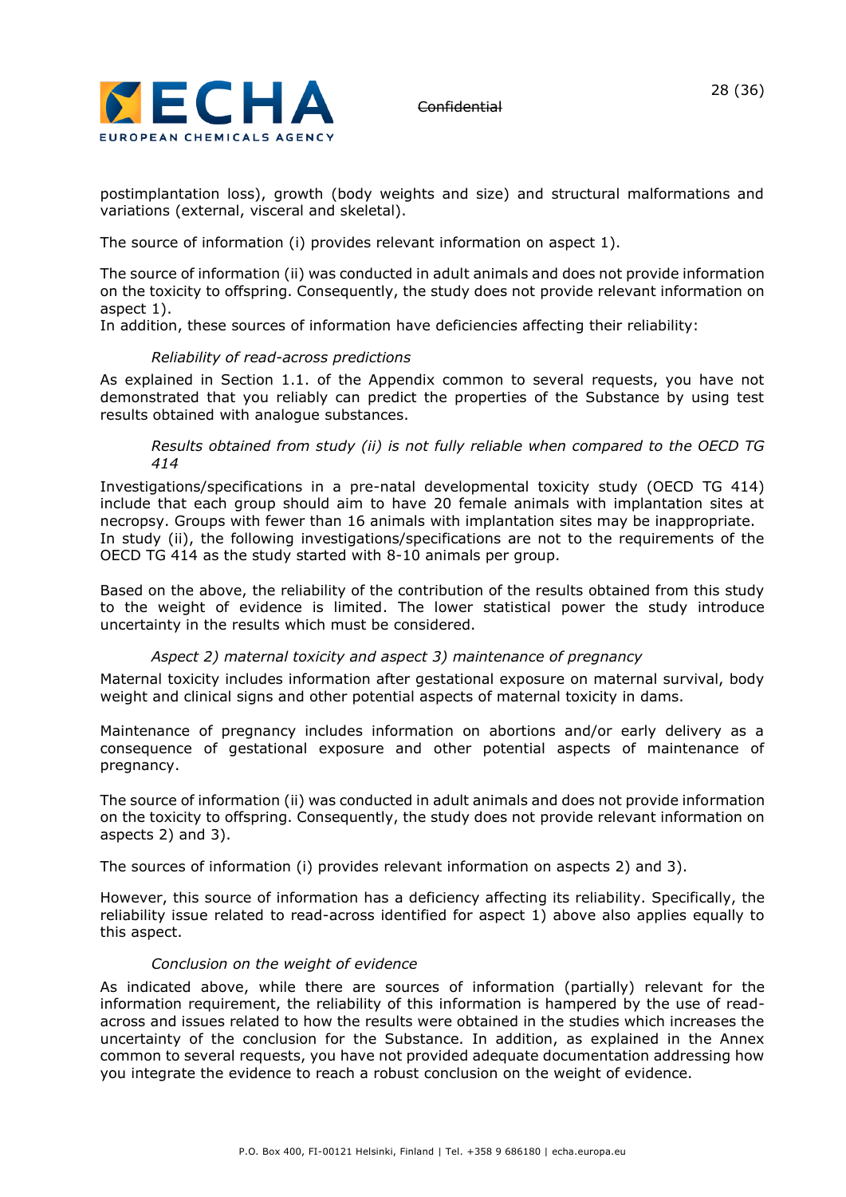postimplantation loss), growth (body weights and size) and structural malformations and variations (external, visceral and skeletal).

The source of information (i) provides relevant information on aspect 1).

The source of information (ii) was conducted in adult animals and does not provide information on the toxicity to offspring. Consequently, the study does not provide relevant information on aspect 1).
In addition, these sources of information have deficiencies affecting their reliability:

*Reliability of read-across predictions*

As explained in Section 1.1. of the Appendix common to several requests, you have not demonstrated that you reliably can predict the properties of the Substance by using test results obtained with analogue substances.

*Results obtained from study (ii) is not fully reliable when compared to the OECD TG 414*

Investigations/specifications in a pre-natal developmental toxicity study (OECD TG 414) include that each group should aim to have 20 female animals with implantation sites at necropsy. Groups with fewer than 16 animals with implantation sites may be inappropriate.
In study (ii), the following investigations/specifications are not to the requirements of the OECD TG 414 as the study started with 8-10 animals per group.

Based on the above, the reliability of the contribution of the results obtained from this study to the weight of evidence is limited. The lower statistical power the study introduce uncertainty in the results which must be considered.

*Aspect 2) maternal toxicity and aspect 3) maintenance of pregnancy*

Maternal toxicity includes information after gestational exposure on maternal survival, body weight and clinical signs and other potential aspects of maternal toxicity in dams.

Maintenance of pregnancy includes information on abortions and/or early delivery as a consequence of gestational exposure and other potential aspects of maintenance of pregnancy.

The source of information (ii) was conducted in adult animals and does not provide information on the toxicity to offspring. Consequently, the study does not provide relevant information on aspects 2) and 3).

The sources of information (i) provides relevant information on aspects 2) and 3).

However, this source of information has a deficiency affecting its reliability. Specifically, the reliability issue related to read-across identified for aspect 1) above also applies equally to this aspect.

*Conclusion on the weight of evidence*

As indicated above, while there are sources of information (partially) relevant for the information requirement, the reliability of this information is hampered by the use of read-across and issues related to how the results were obtained in the studies which increases the uncertainty of the conclusion for the Substance. In addition, as explained in the Annex common to several requests, you have not provided adequate documentation addressing how you integrate the evidence to reach a robust conclusion on the weight of evidence.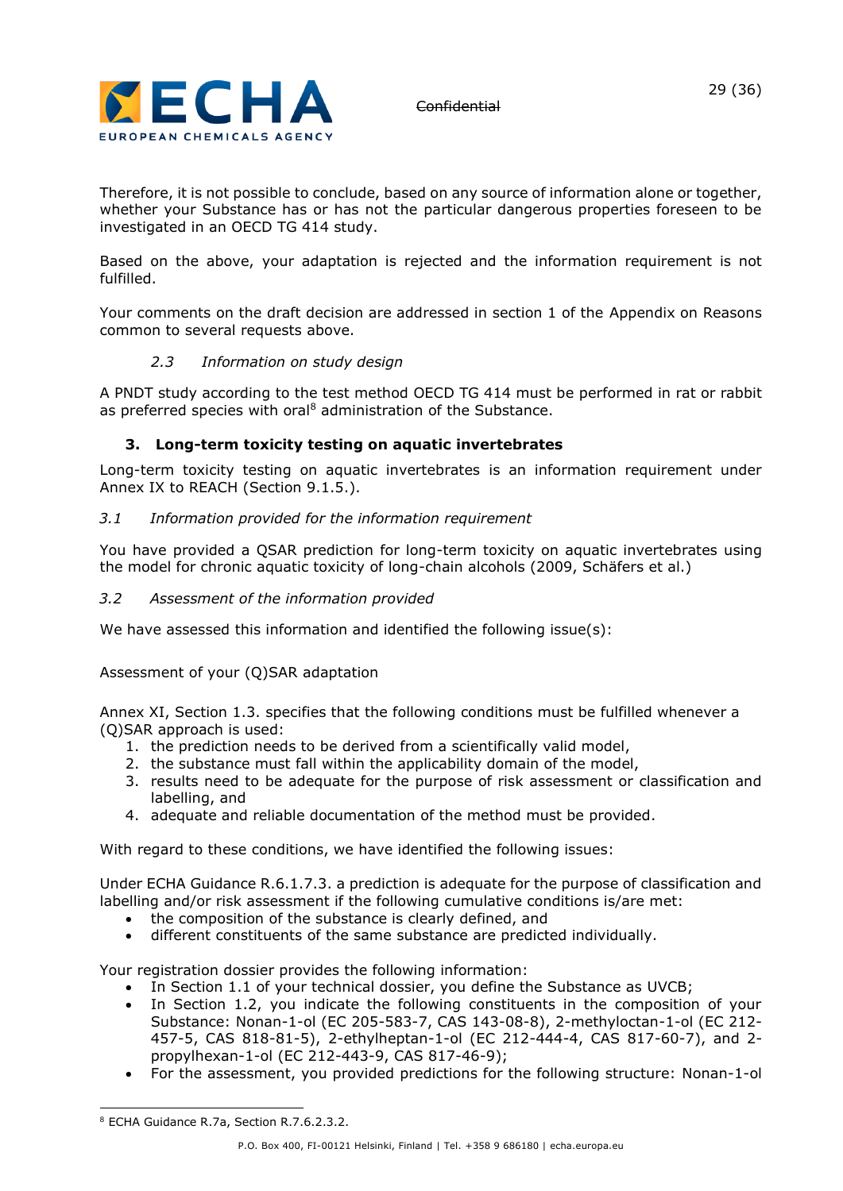Therefore, it is not possible to conclude, based on any source of information alone or together, whether your Substance has or has not the particular dangerous properties foreseen to be investigated in an OECD TG 414 study.

Based on the above, your adaptation is rejected and the information requirement is not fulfilled.

Your comments on the draft decision are addressed in section 1 of the Appendix on Reasons common to several requests above.

*2.3 Information on study design*

A PNDT study according to the test method OECD TG 414 must be performed in rat or rabbit as preferred species with oral[8] administration of the Substance.

### 3. Long-term toxicity testing on aquatic invertebrates

Long-term toxicity testing on aquatic invertebrates is an information requirement under Annex IX to REACH (Section 9.1.5.).

*3.1 Information provided for the information requirement*

You have provided a QSAR prediction for long-term toxicity on aquatic invertebrates using the model for chronic aquatic toxicity of long-chain alcohols (2009, Schäfers et al.)

*3.2 Assessment of the information provided*

We have assessed this information and identified the following issue(s):

Assessment of your (Q)SAR adaptation

Annex XI, Section 1.3. specifies that the following conditions must be fulfilled whenever a (Q)SAR approach is used:

1. the prediction needs to be derived from a scientifically valid model,
2. the substance must fall within the applicability domain of the model,
3. results need to be adequate for the purpose of risk assessment or classification and labelling, and
4. adequate and reliable documentation of the method must be provided.

With regard to these conditions, we have identified the following issues:

Under ECHA Guidance R.6.1.7.3. a prediction is adequate for the purpose of classification and labelling and/or risk assessment if the following cumulative conditions is/are met:

- the composition of the substance is clearly defined, and
- different constituents of the same substance are predicted individually.

Your registration dossier provides the following information:

- In Section 1.1 of your technical dossier, you define the Substance as UVCB;
- In Section 1.2, you indicate the following constituents in the composition of your Substance: Nonan-1-ol (EC 205-583-7, CAS 143-08-8), 2-methyloctan-1-ol (EC 212-457-5, CAS 818-81-5), 2-ethylheptan-1-ol (EC 212-444-4, CAS 817-60-7), and 2-propylhexan-1-ol (EC 212-443-9, CAS 817-46-9);
- For the assessment, you provided predictions for the following structure: Nonan-1-ol

[8] ECHA Guidance R.7a, Section R.7.6.2.3.2.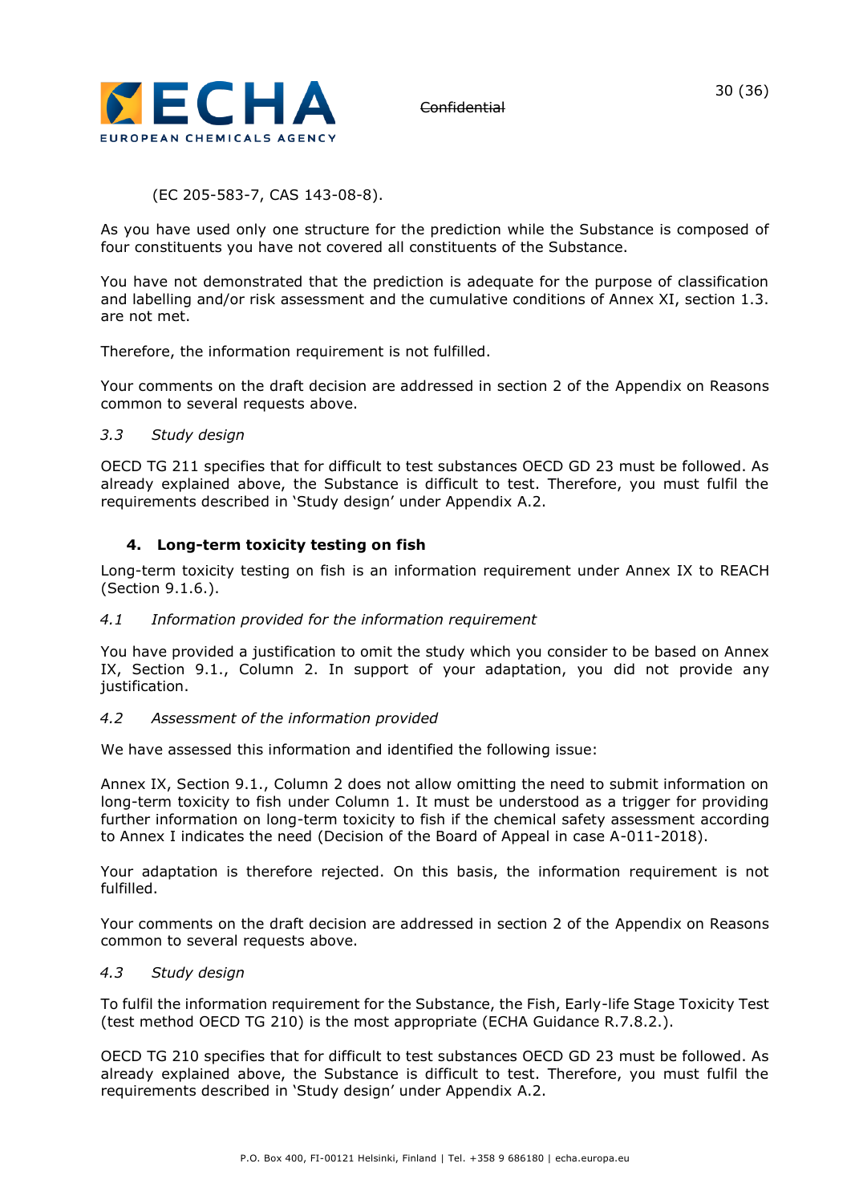(EC 205-583-7, CAS 143-08-8).

As you have used only one structure for the prediction while the Substance is composed of four constituents you have not covered all constituents of the Substance.

You have not demonstrated that the prediction is adequate for the purpose of classification and labelling and/or risk assessment and the cumulative conditions of Annex XI, section 1.3. are not met.

Therefore, the information requirement is not fulfilled.

Your comments on the draft decision are addressed in section 2 of the Appendix on Reasons common to several requests above.

*3.3 Study design*

OECD TG 211 specifies that for difficult to test substances OECD GD 23 must be followed. As already explained above, the Substance is difficult to test. Therefore, you must fulfil the requirements described in 'Study design' under Appendix A.2.

### 4. Long-term toxicity testing on fish

Long-term toxicity testing on fish is an information requirement under Annex IX to REACH (Section 9.1.6.).

*4.1 Information provided for the information requirement*

You have provided a justification to omit the study which you consider to be based on Annex IX, Section 9.1., Column 2. In support of your adaptation, you did not provide any justification.

*4.2 Assessment of the information provided*

We have assessed this information and identified the following issue:

Annex IX, Section 9.1., Column 2 does not allow omitting the need to submit information on long-term toxicity to fish under Column 1. It must be understood as a trigger for providing further information on long-term toxicity to fish if the chemical safety assessment according to Annex I indicates the need (Decision of the Board of Appeal in case A-011-2018).

Your adaptation is therefore rejected. On this basis, the information requirement is not fulfilled.

Your comments on the draft decision are addressed in section 2 of the Appendix on Reasons common to several requests above.

*4.3 Study design*

To fulfil the information requirement for the Substance, the Fish, Early-life Stage Toxicity Test (test method OECD TG 210) is the most appropriate (ECHA Guidance R.7.8.2.).

OECD TG 210 specifies that for difficult to test substances OECD GD 23 must be followed. As already explained above, the Substance is difficult to test. Therefore, you must fulfil the requirements described in 'Study design' under Appendix A.2.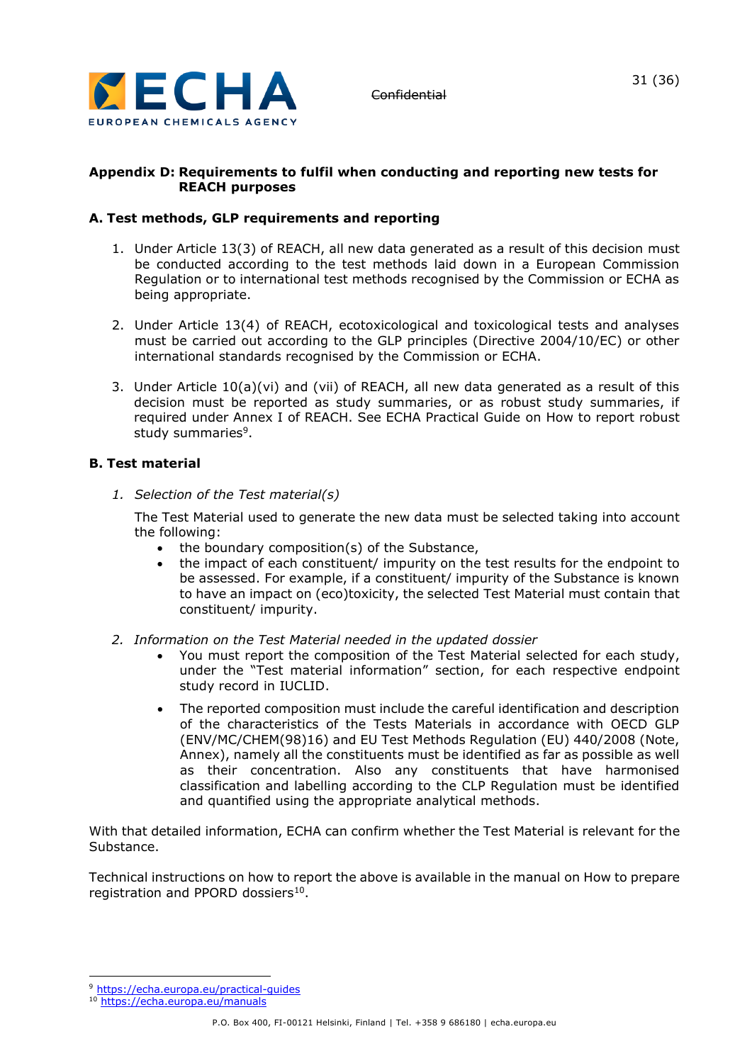## Appendix D: Requirements to fulfil when conducting and reporting new tests for REACH purposes

### A. Test methods, GLP requirements and reporting

1. Under Article 13(3) of REACH, all new data generated as a result of this decision must be conducted according to the test methods laid down in a European Commission Regulation or to international test methods recognised by the Commission or ECHA as being appropriate.

2. Under Article 13(4) of REACH, ecotoxicological and toxicological tests and analyses must be carried out according to the GLP principles (Directive 2004/10/EC) or other international standards recognised by the Commission or ECHA.

3. Under Article 10(a)(vi) and (vii) of REACH, all new data generated as a result of this decision must be reported as study summaries, or as robust study summaries, if required under Annex I of REACH. See ECHA Practical Guide on How to report robust study summaries[9].

### B. Test material

1. *Selection of the Test material(s)*

   The Test Material used to generate the new data must be selected taking into account the following:
   - the boundary composition(s) of the Substance,
   - the impact of each constituent/ impurity on the test results for the endpoint to be assessed. For example, if a constituent/ impurity of the Substance is known to have an impact on (eco)toxicity, the selected Test Material must contain that constituent/ impurity.

2. *Information on the Test Material needed in the updated dossier*
   - You must report the composition of the Test Material selected for each study, under the "Test material information" section, for each respective endpoint study record in IUCLID.
   - The reported composition must include the careful identification and description of the characteristics of the Tests Materials in accordance with OECD GLP (ENV/MC/CHEM(98)16) and EU Test Methods Regulation (EU) 440/2008 (Note, Annex), namely all the constituents must be identified as far as possible as well as their concentration. Also any constituents that have harmonised classification and labelling according to the CLP Regulation must be identified and quantified using the appropriate analytical methods.

With that detailed information, ECHA can confirm whether the Test Material is relevant for the Substance.

Technical instructions on how to report the above is available in the manual on How to prepare registration and PPORD dossiers[10].

---

[9] https://echa.europa.eu/practical-guides

[10] https://echa.europa.eu/manuals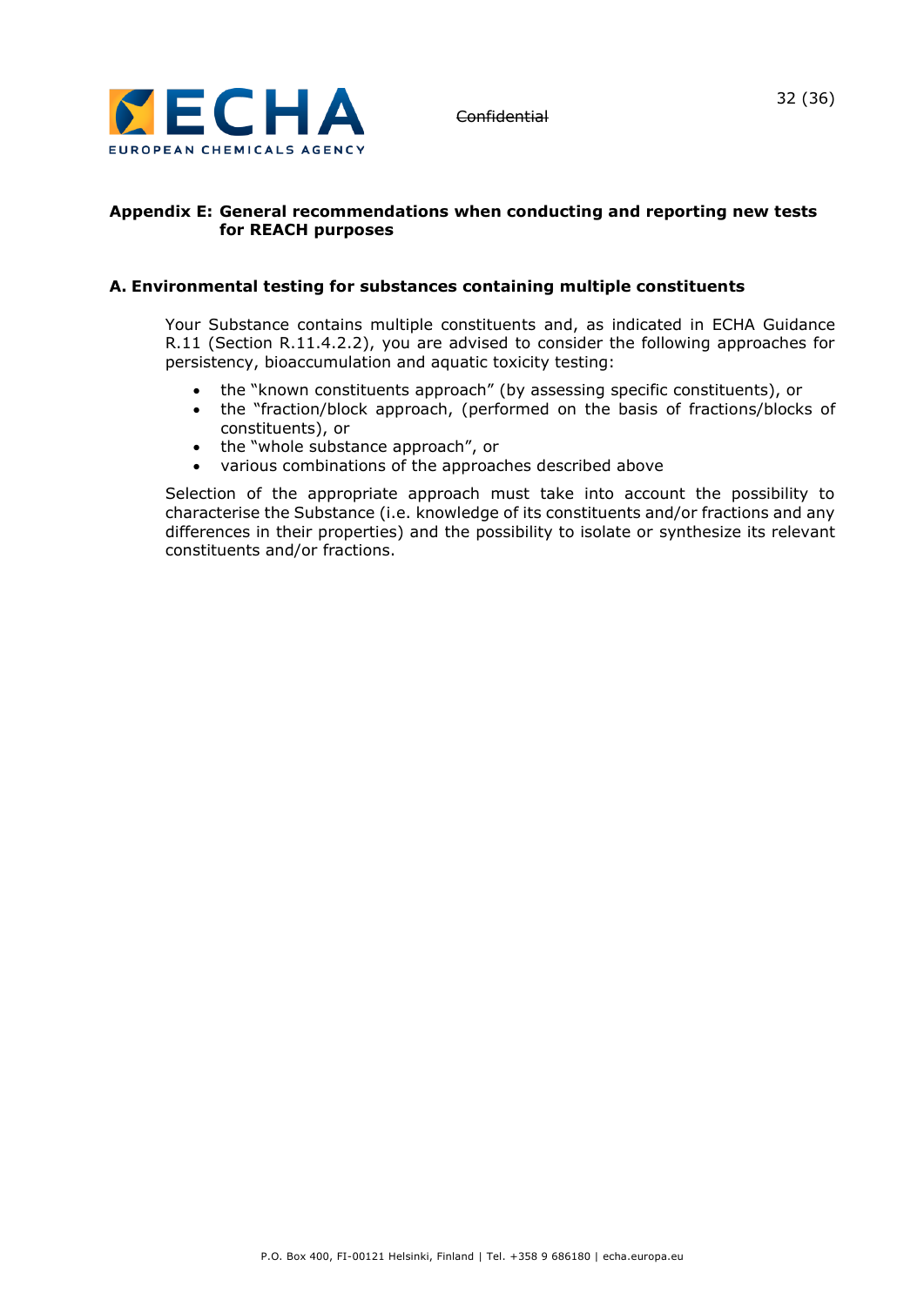## Appendix E: General recommendations when conducting and reporting new tests for REACH purposes

### A. Environmental testing for substances containing multiple constituents

Your Substance contains multiple constituents and, as indicated in ECHA Guidance R.11 (Section R.11.4.2.2), you are advised to consider the following approaches for persistency, bioaccumulation and aquatic toxicity testing:

- the "known constituents approach" (by assessing specific constituents), or
- the "fraction/block approach, (performed on the basis of fractions/blocks of constituents), or
- the "whole substance approach", or
- various combinations of the approaches described above

Selection of the appropriate approach must take into account the possibility to characterise the Substance (i.e. knowledge of its constituents and/or fractions and any differences in their properties) and the possibility to isolate or synthesize its relevant constituents and/or fractions.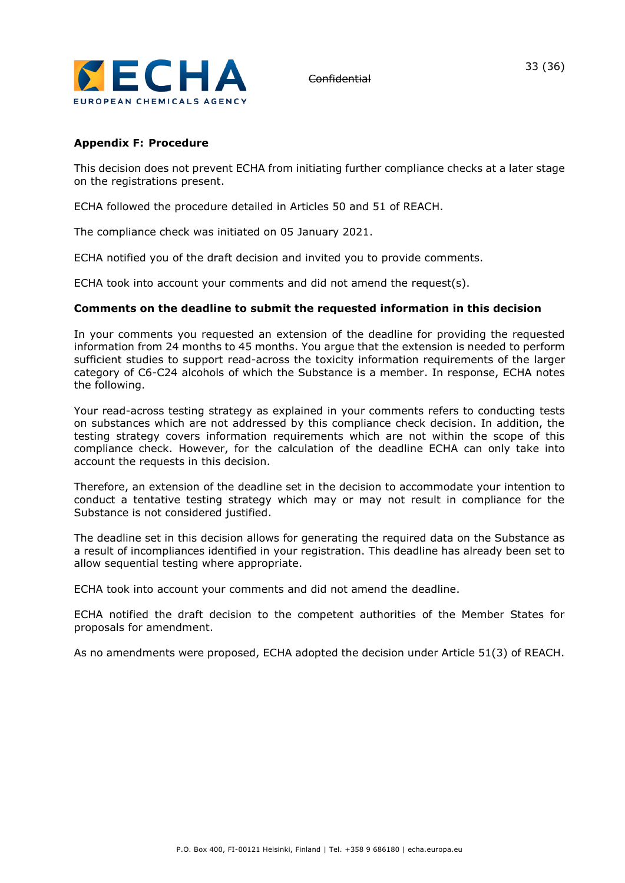## Appendix F: Procedure

This decision does not prevent ECHA from initiating further compliance checks at a later stage on the registrations present.

ECHA followed the procedure detailed in Articles 50 and 51 of REACH.

The compliance check was initiated on 05 January 2021.

ECHA notified you of the draft decision and invited you to provide comments.

ECHA took into account your comments and did not amend the request(s).

**Comments on the deadline to submit the requested information in this decision**

In your comments you requested an extension of the deadline for providing the requested information from 24 months to 45 months. You argue that the extension is needed to perform sufficient studies to support read-across the toxicity information requirements of the larger category of C6-C24 alcohols of which the Substance is a member. In response, ECHA notes the following.

Your read-across testing strategy as explained in your comments refers to conducting tests on substances which are not addressed by this compliance check decision. In addition, the testing strategy covers information requirements which are not within the scope of this compliance check. However, for the calculation of the deadline ECHA can only take into account the requests in this decision.

Therefore, an extension of the deadline set in the decision to accommodate your intention to conduct a tentative testing strategy which may or may not result in compliance for the Substance is not considered justified.

The deadline set in this decision allows for generating the required data on the Substance as a result of incompliances identified in your registration. This deadline has already been set to allow sequential testing where appropriate.

ECHA took into account your comments and did not amend the deadline.

ECHA notified the draft decision to the competent authorities of the Member States for proposals for amendment.

As no amendments were proposed, ECHA adopted the decision under Article 51(3) of REACH.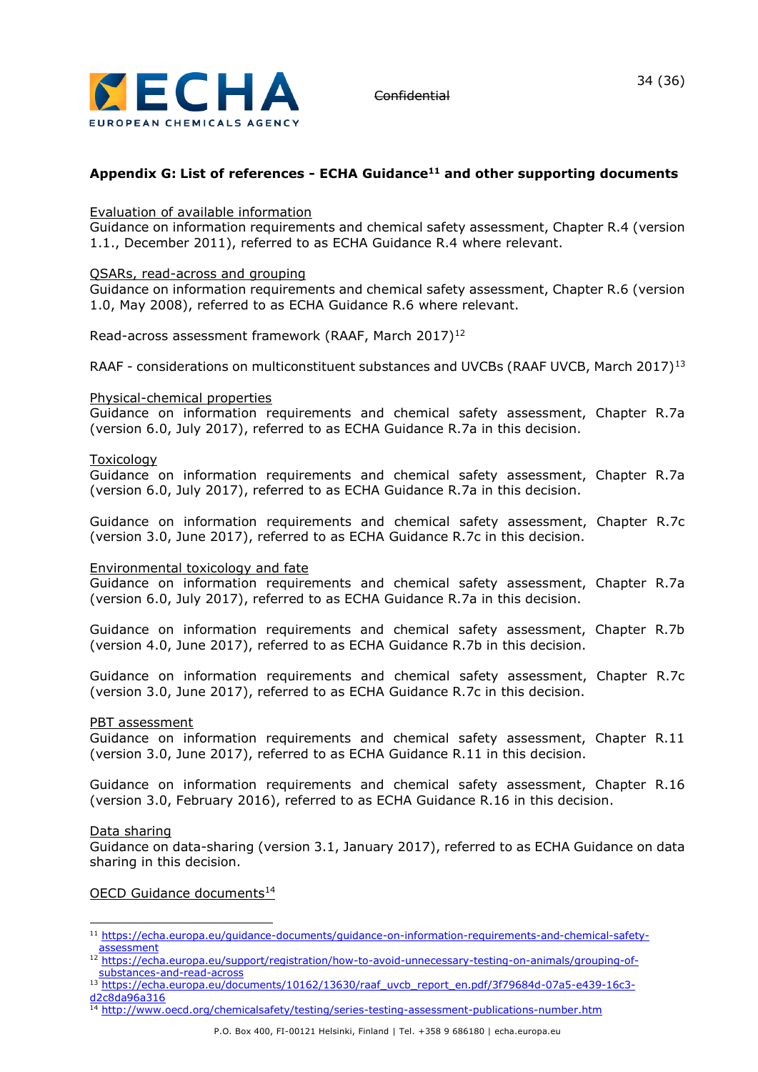## Appendix G: List of references - ECHA Guidance[11] and other supporting documents

Evaluation of available information
Guidance on information requirements and chemical safety assessment, Chapter R.4 (version 1.1., December 2011), referred to as ECHA Guidance R.4 where relevant.

QSARs, read-across and grouping
Guidance on information requirements and chemical safety assessment, Chapter R.6 (version 1.0, May 2008), referred to as ECHA Guidance R.6 where relevant.

Read-across assessment framework (RAAF, March 2017)[12]

RAAF - considerations on multiconstituent substances and UVCBs (RAAF UVCB, March 2017)[13]

Physical-chemical properties
Guidance on information requirements and chemical safety assessment, Chapter R.7a (version 6.0, July 2017), referred to as ECHA Guidance R.7a in this decision.

Toxicology
Guidance on information requirements and chemical safety assessment, Chapter R.7a (version 6.0, July 2017), referred to as ECHA Guidance R.7a in this decision.

Guidance on information requirements and chemical safety assessment, Chapter R.7c (version 3.0, June 2017), referred to as ECHA Guidance R.7c in this decision.

Environmental toxicology and fate
Guidance on information requirements and chemical safety assessment, Chapter R.7a (version 6.0, July 2017), referred to as ECHA Guidance R.7a in this decision.

Guidance on information requirements and chemical safety assessment, Chapter R.7b (version 4.0, June 2017), referred to as ECHA Guidance R.7b in this decision.

Guidance on information requirements and chemical safety assessment, Chapter R.7c (version 3.0, June 2017), referred to as ECHA Guidance R.7c in this decision.

PBT assessment
Guidance on information requirements and chemical safety assessment, Chapter R.11 (version 3.0, June 2017), referred to as ECHA Guidance R.11 in this decision.

Guidance on information requirements and chemical safety assessment, Chapter R.16 (version 3.0, February 2016), referred to as ECHA Guidance R.16 in this decision.

Data sharing
Guidance on data-sharing (version 3.1, January 2017), referred to as ECHA Guidance on data sharing in this decision.

OECD Guidance documents[14]

---

[11] https://echa.europa.eu/guidance-documents/guidance-on-information-requirements-and-chemical-safety-assessment

[12] https://echa.europa.eu/support/registration/how-to-avoid-unnecessary-testing-on-animals/grouping-of-substances-and-read-across

[13] https://echa.europa.eu/documents/10162/13630/raaf_uvcb_report_en.pdf/3f79684d-07a5-e439-16c3-d2c8da96a316

[14] http://www.oecd.org/chemicalsafety/testing/series-testing-assessment-publications-number.htm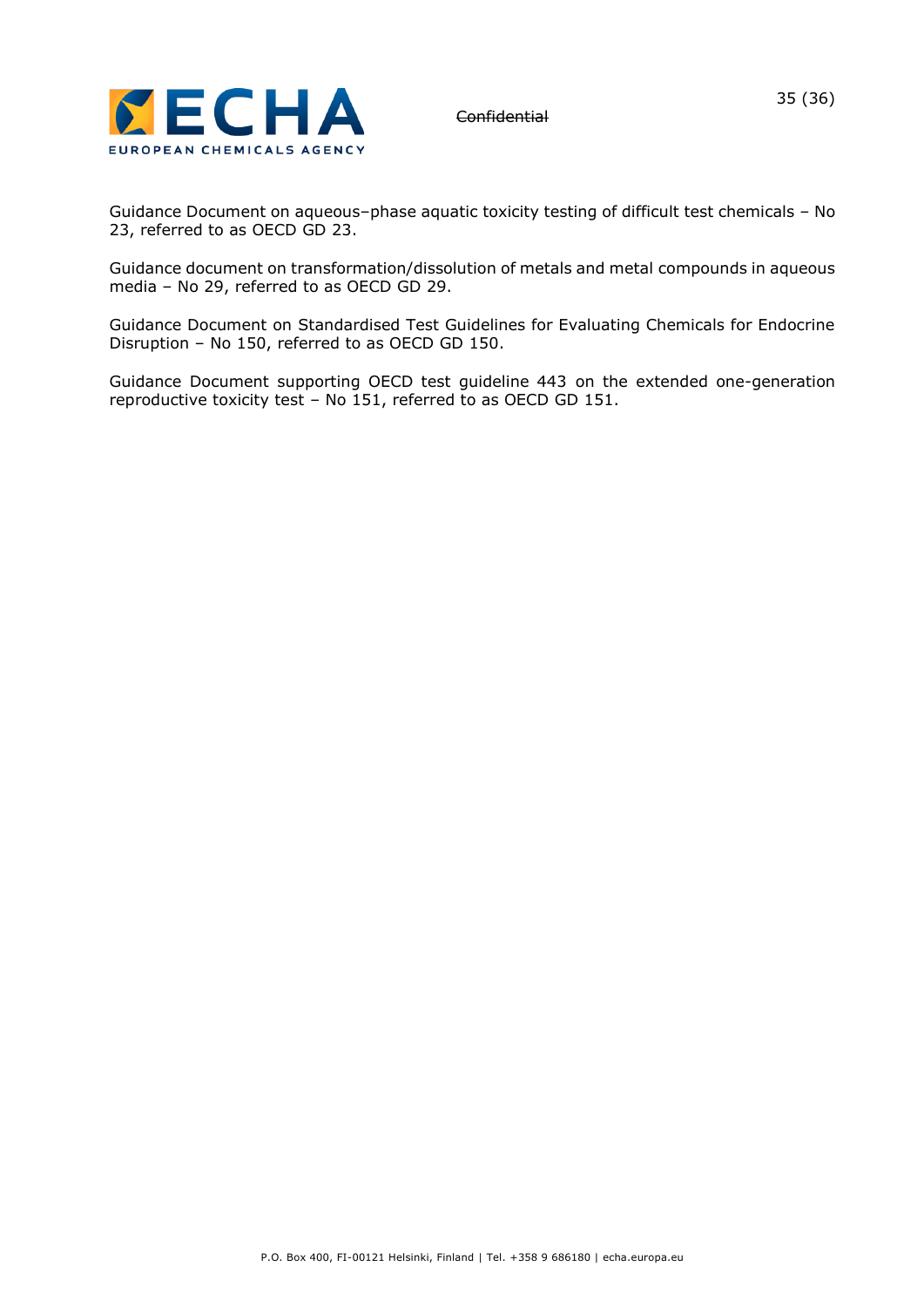Guidance Document on aqueous–phase aquatic toxicity testing of difficult test chemicals – No 23, referred to as OECD GD 23.

Guidance document on transformation/dissolution of metals and metal compounds in aqueous media – No 29, referred to as OECD GD 29.

Guidance Document on Standardised Test Guidelines for Evaluating Chemicals for Endocrine Disruption – No 150, referred to as OECD GD 150.

Guidance Document supporting OECD test guideline 443 on the extended one-generation reproductive toxicity test – No 151, referred to as OECD GD 151.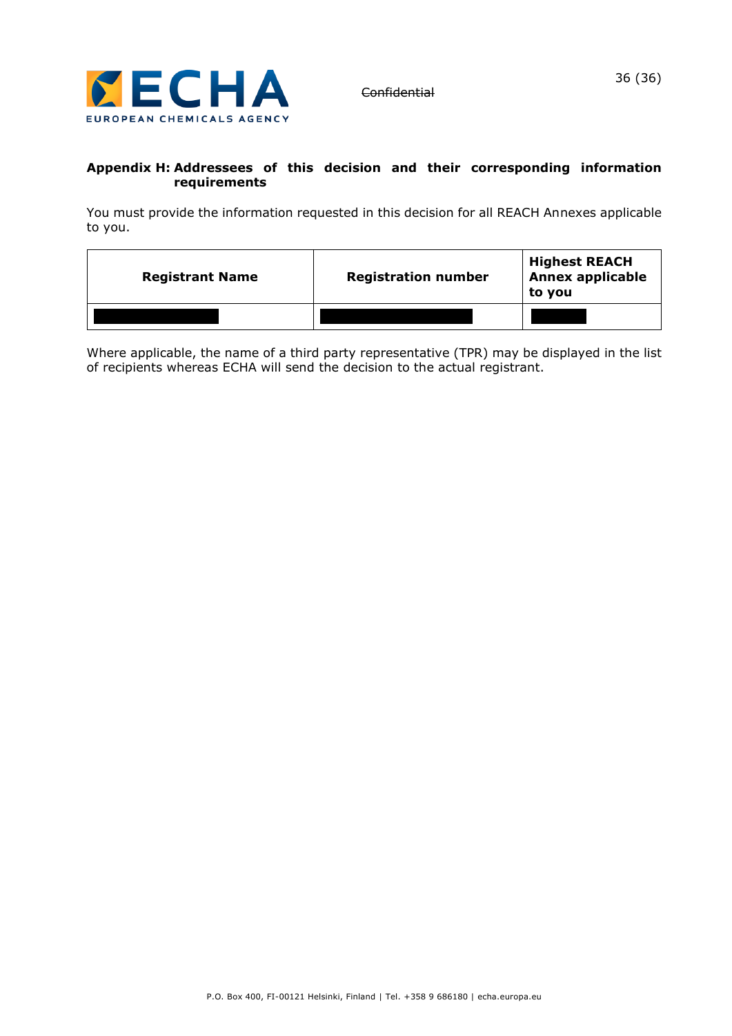## Appendix H: Addressees of this decision and their corresponding information requirements

You must provide the information requested in this decision for all REACH Annexes applicable to you.

| Registrant Name | Registration number | Highest REACH Annex applicable to you |
|---|---|---|
| | | |

Where applicable, the name of a third party representative (TPR) may be displayed in the list of recipients whereas ECHA will send the decision to the actual registrant.